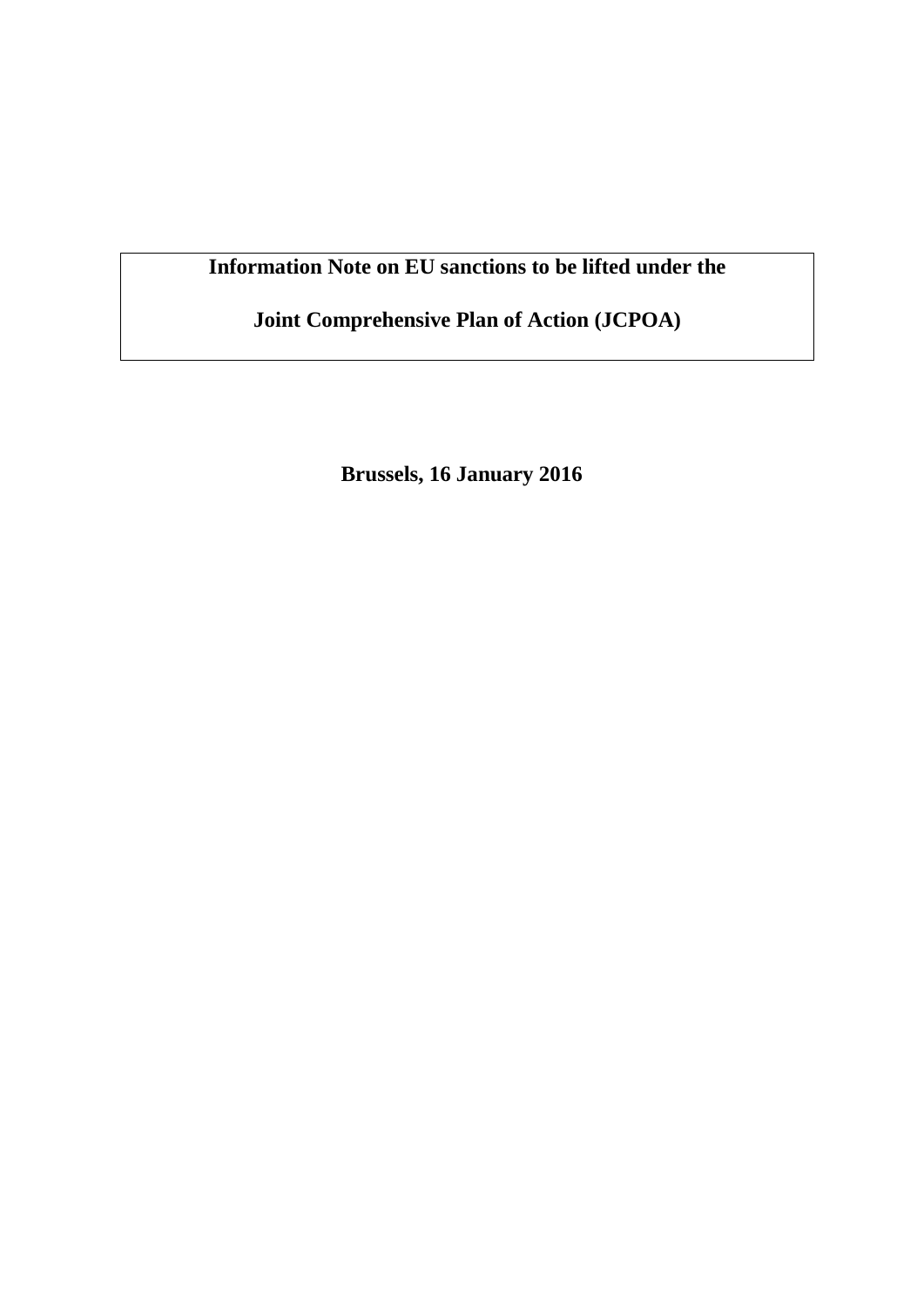# Information Note on EU sanctions to be lifted under the Joint Comprehensive Plan of Action (JCPOA)

**Brussels, 16 January 2016**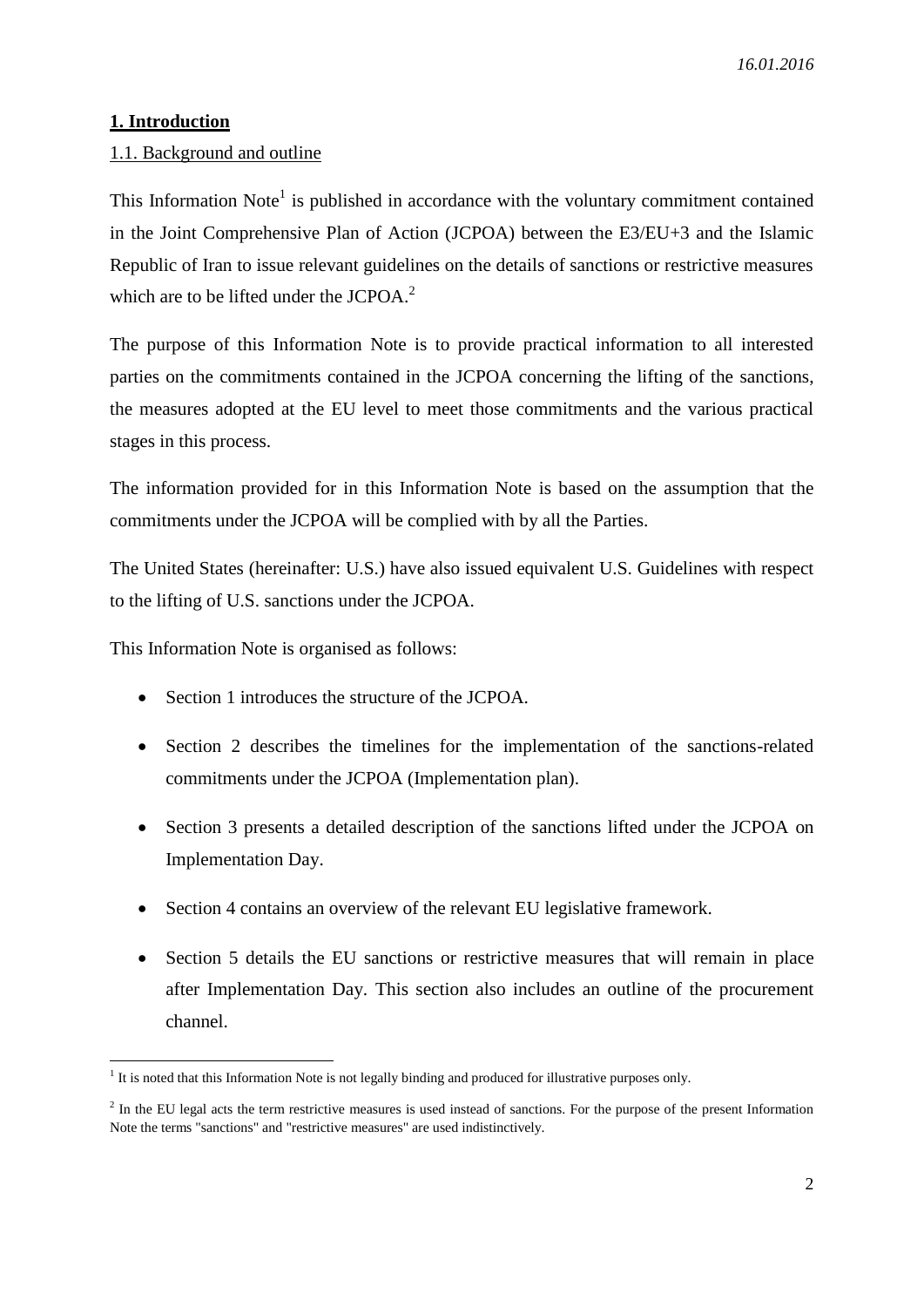*16.01.2016*

## 1. Introduction

### 1.1. Background and outline

This Information Note[1] is published in accordance with the voluntary commitment contained in the Joint Comprehensive Plan of Action (JCPOA) between the E3/EU+3 and the Islamic Republic of Iran to issue relevant guidelines on the details of sanctions or restrictive measures which are to be lifted under the JCPOA.[2]

The purpose of this Information Note is to provide practical information to all interested parties on the commitments contained in the JCPOA concerning the lifting of the sanctions, the measures adopted at the EU level to meet those commitments and the various practical stages in this process.

The information provided for in this Information Note is based on the assumption that the commitments under the JCPOA will be complied with by all the Parties.

The United States (hereinafter: U.S.) have also issued equivalent U.S. Guidelines with respect to the lifting of U.S. sanctions under the JCPOA.

This Information Note is organised as follows:

- Section 1 introduces the structure of the JCPOA.
- Section 2 describes the timelines for the implementation of the sanctions-related commitments under the JCPOA (Implementation plan).
- Section 3 presents a detailed description of the sanctions lifted under the JCPOA on Implementation Day.
- Section 4 contains an overview of the relevant EU legislative framework.
- Section 5 details the EU sanctions or restrictive measures that will remain in place after Implementation Day. This section also includes an outline of the procurement channel.

---

[1] It is noted that this Information Note is not legally binding and produced for illustrative purposes only.

[2] In the EU legal acts the term restrictive measures is used instead of sanctions. For the purpose of the present Information Note the terms "sanctions" and "restrictive measures" are used indistinctively.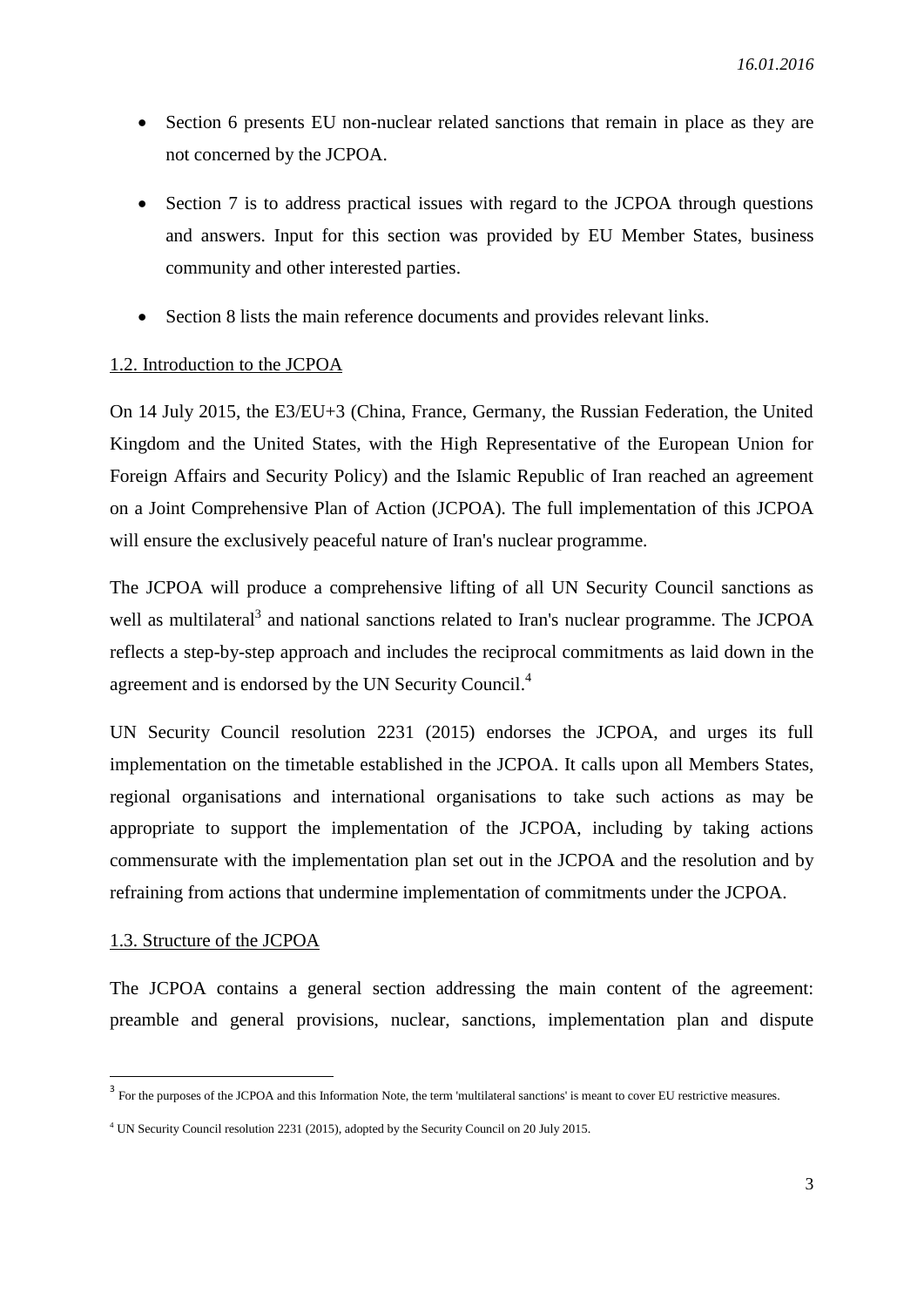- Section 6 presents EU non-nuclear related sanctions that remain in place as they are not concerned by the JCPOA.
- Section 7 is to address practical issues with regard to the JCPOA through questions and answers. Input for this section was provided by EU Member States, business community and other interested parties.
- Section 8 lists the main reference documents and provides relevant links.

### 1.2. Introduction to the JCPOA

On 14 July 2015, the E3/EU+3 (China, France, Germany, the Russian Federation, the United Kingdom and the United States, with the High Representative of the European Union for Foreign Affairs and Security Policy) and the Islamic Republic of Iran reached an agreement on a Joint Comprehensive Plan of Action (JCPOA). The full implementation of this JCPOA will ensure the exclusively peaceful nature of Iran's nuclear programme.

The JCPOA will produce a comprehensive lifting of all UN Security Council sanctions as well as multilateral[3] and national sanctions related to Iran's nuclear programme. The JCPOA reflects a step-by-step approach and includes the reciprocal commitments as laid down in the agreement and is endorsed by the UN Security Council.[4]

UN Security Council resolution 2231 (2015) endorses the JCPOA, and urges its full implementation on the timetable established in the JCPOA. It calls upon all Members States, regional organisations and international organisations to take such actions as may be appropriate to support the implementation of the JCPOA, including by taking actions commensurate with the implementation plan set out in the JCPOA and the resolution and by refraining from actions that undermine implementation of commitments under the JCPOA.

### 1.3. Structure of the JCPOA

The JCPOA contains a general section addressing the main content of the agreement: preamble and general provisions, nuclear, sanctions, implementation plan and dispute

---

[3] For the purposes of the JCPOA and this Information Note, the term 'multilateral sanctions' is meant to cover EU restrictive measures.

[4] UN Security Council resolution 2231 (2015), adopted by the Security Council on 20 July 2015.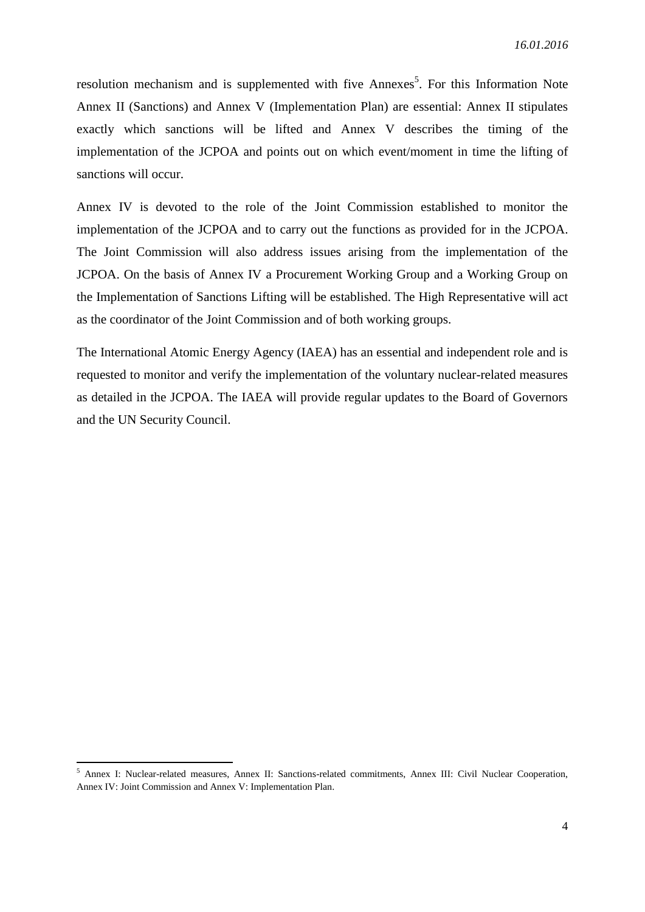resolution mechanism and is supplemented with five Annexes[5]. For this Information Note Annex II (Sanctions) and Annex V (Implementation Plan) are essential: Annex II stipulates exactly which sanctions will be lifted and Annex V describes the timing of the implementation of the JCPOA and points out on which event/moment in time the lifting of sanctions will occur.

Annex IV is devoted to the role of the Joint Commission established to monitor the implementation of the JCPOA and to carry out the functions as provided for in the JCPOA. The Joint Commission will also address issues arising from the implementation of the JCPOA. On the basis of Annex IV a Procurement Working Group and a Working Group on the Implementation of Sanctions Lifting will be established. The High Representative will act as the coordinator of the Joint Commission and of both working groups.

The International Atomic Energy Agency (IAEA) has an essential and independent role and is requested to monitor and verify the implementation of the voluntary nuclear-related measures as detailed in the JCPOA. The IAEA will provide regular updates to the Board of Governors and the UN Security Council.

---

[5] Annex I: Nuclear-related measures, Annex II: Sanctions-related commitments, Annex III: Civil Nuclear Cooperation, Annex IV: Joint Commission and Annex V: Implementation Plan.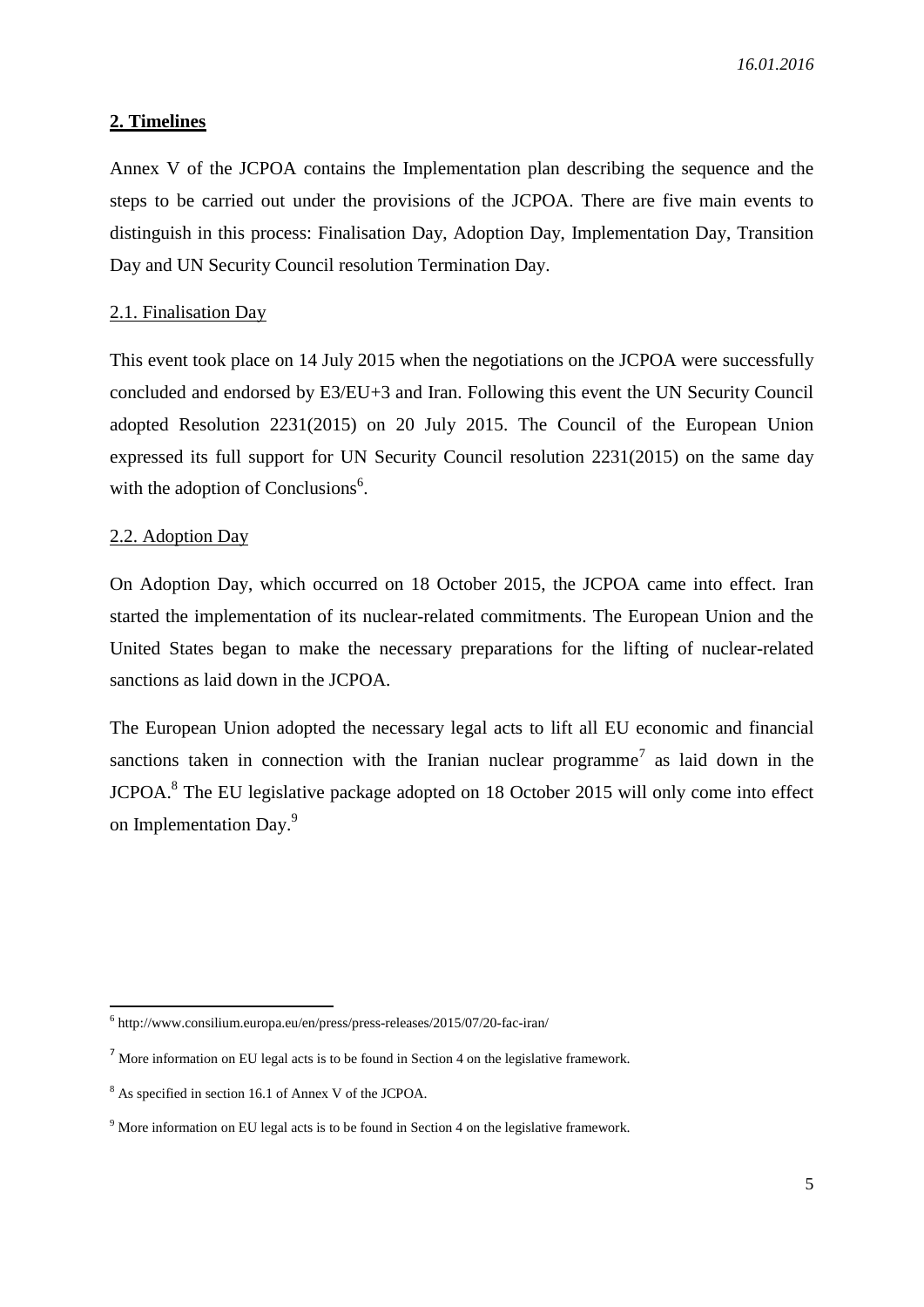## 2. Timelines

Annex V of the JCPOA contains the Implementation plan describing the sequence and the steps to be carried out under the provisions of the JCPOA. There are five main events to distinguish in this process: Finalisation Day, Adoption Day, Implementation Day, Transition Day and UN Security Council resolution Termination Day.

### 2.1. Finalisation Day

This event took place on 14 July 2015 when the negotiations on the JCPOA were successfully concluded and endorsed by E3/EU+3 and Iran. Following this event the UN Security Council adopted Resolution 2231(2015) on 20 July 2015. The Council of the European Union expressed its full support for UN Security Council resolution 2231(2015) on the same day with the adoption of Conclusions[6].

### 2.2. Adoption Day

On Adoption Day, which occurred on 18 October 2015, the JCPOA came into effect. Iran started the implementation of its nuclear-related commitments. The European Union and the United States began to make the necessary preparations for the lifting of nuclear-related sanctions as laid down in the JCPOA.

The European Union adopted the necessary legal acts to lift all EU economic and financial sanctions taken in connection with the Iranian nuclear programme[7] as laid down in the JCPOA.[8] The EU legislative package adopted on 18 October 2015 will only come into effect on Implementation Day.[9]

---

[6] http://www.consilium.europa.eu/en/press/press-releases/2015/07/20-fac-iran/

[7] More information on EU legal acts is to be found in Section 4 on the legislative framework.

[8] As specified in section 16.1 of Annex V of the JCPOA.

[9] More information on EU legal acts is to be found in Section 4 on the legislative framework.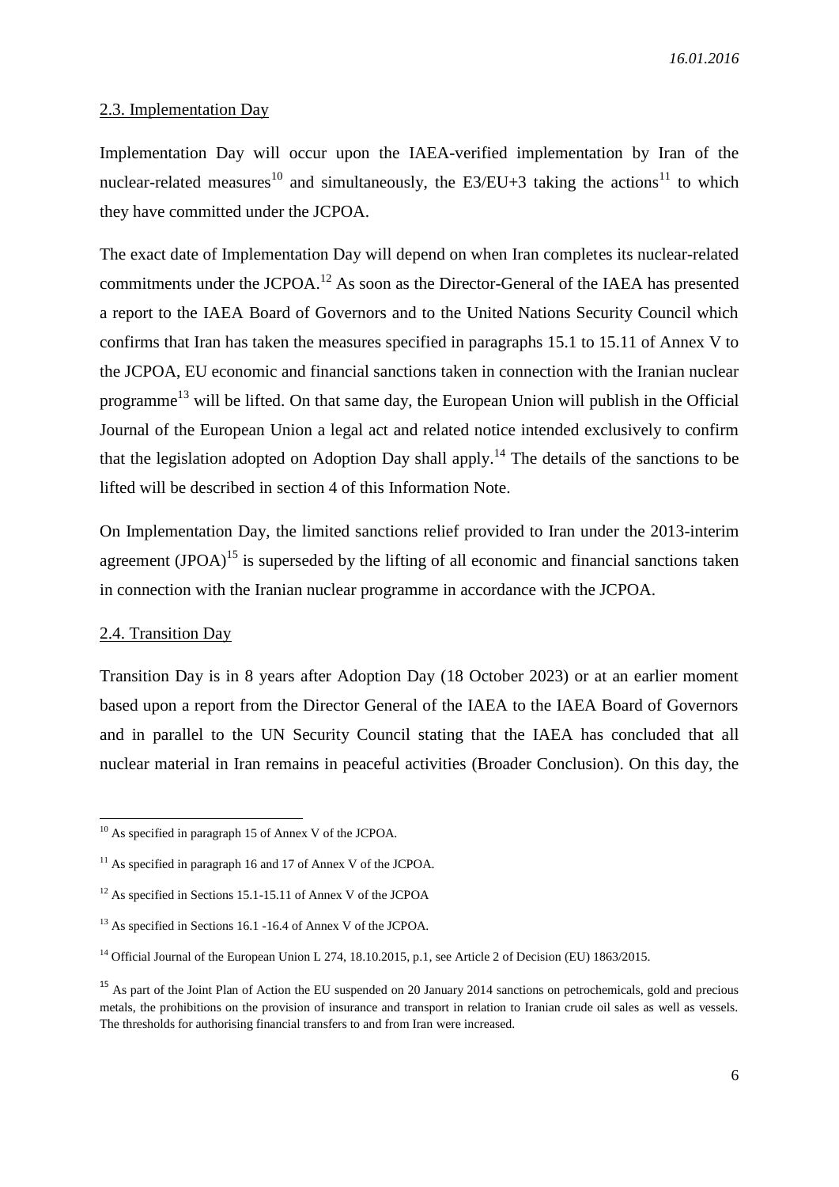### 2.3. Implementation Day

Implementation Day will occur upon the IAEA-verified implementation by Iran of the nuclear-related measures[10] and simultaneously, the E3/EU+3 taking the actions[11] to which they have committed under the JCPOA.

The exact date of Implementation Day will depend on when Iran completes its nuclear-related commitments under the JCPOA.[12] As soon as the Director-General of the IAEA has presented a report to the IAEA Board of Governors and to the United Nations Security Council which confirms that Iran has taken the measures specified in paragraphs 15.1 to 15.11 of Annex V to the JCPOA, EU economic and financial sanctions taken in connection with the Iranian nuclear programme[13] will be lifted. On that same day, the European Union will publish in the Official Journal of the European Union a legal act and related notice intended exclusively to confirm that the legislation adopted on Adoption Day shall apply.[14] The details of the sanctions to be lifted will be described in section 4 of this Information Note.

On Implementation Day, the limited sanctions relief provided to Iran under the 2013-interim agreement (JPOA)[15] is superseded by the lifting of all economic and financial sanctions taken in connection with the Iranian nuclear programme in accordance with the JCPOA.

### 2.4. Transition Day

Transition Day is in 8 years after Adoption Day (18 October 2023) or at an earlier moment based upon a report from the Director General of the IAEA to the IAEA Board of Governors and in parallel to the UN Security Council stating that the IAEA has concluded that all nuclear material in Iran remains in peaceful activities (Broader Conclusion). On this day, the

---

[10] As specified in paragraph 15 of Annex V of the JCPOA.

[11] As specified in paragraph 16 and 17 of Annex V of the JCPOA.

[12] As specified in Sections 15.1-15.11 of Annex V of the JCPOA

[13] As specified in Sections 16.1 -16.4 of Annex V of the JCPOA.

[14] Official Journal of the European Union L 274, 18.10.2015, p.1, see Article 2 of Decision (EU) 1863/2015.

[15] As part of the Joint Plan of Action the EU suspended on 20 January 2014 sanctions on petrochemicals, gold and precious metals, the prohibitions on the provision of insurance and transport in relation to Iranian crude oil sales as well as vessels. The thresholds for authorising financial transfers to and from Iran were increased.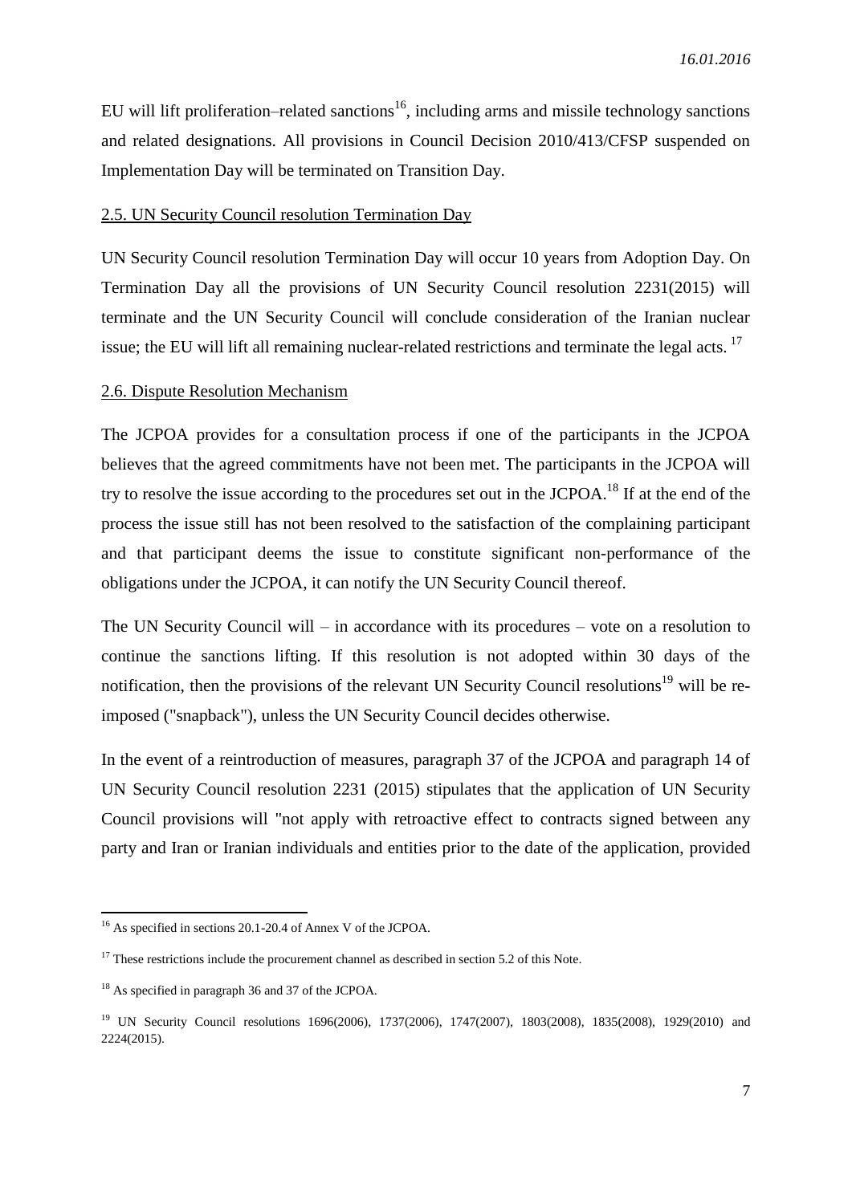EU will lift proliferation–related sanctions[16], including arms and missile technology sanctions and related designations. All provisions in Council Decision 2010/413/CFSP suspended on Implementation Day will be terminated on Transition Day.

### 2.5. UN Security Council resolution Termination Day

UN Security Council resolution Termination Day will occur 10 years from Adoption Day. On Termination Day all the provisions of UN Security Council resolution 2231(2015) will terminate and the UN Security Council will conclude consideration of the Iranian nuclear issue; the EU will lift all remaining nuclear-related restrictions and terminate the legal acts. [17]

### 2.6. Dispute Resolution Mechanism

The JCPOA provides for a consultation process if one of the participants in the JCPOA believes that the agreed commitments have not been met. The participants in the JCPOA will try to resolve the issue according to the procedures set out in the JCPOA.[18] If at the end of the process the issue still has not been resolved to the satisfaction of the complaining participant and that participant deems the issue to constitute significant non-performance of the obligations under the JCPOA, it can notify the UN Security Council thereof.

The UN Security Council will – in accordance with its procedures – vote on a resolution to continue the sanctions lifting. If this resolution is not adopted within 30 days of the notification, then the provisions of the relevant UN Security Council resolutions[19] will be re-imposed ("snapback"), unless the UN Security Council decides otherwise.

In the event of a reintroduction of measures, paragraph 37 of the JCPOA and paragraph 14 of UN Security Council resolution 2231 (2015) stipulates that the application of UN Security Council provisions will "not apply with retroactive effect to contracts signed between any party and Iran or Iranian individuals and entities prior to the date of the application, provided

---

[16] As specified in sections 20.1-20.4 of Annex V of the JCPOA.

[17] These restrictions include the procurement channel as described in section 5.2 of this Note.

[18] As specified in paragraph 36 and 37 of the JCPOA.

[19] UN Security Council resolutions 1696(2006), 1737(2006), 1747(2007), 1803(2008), 1835(2008), 1929(2010) and 2224(2015).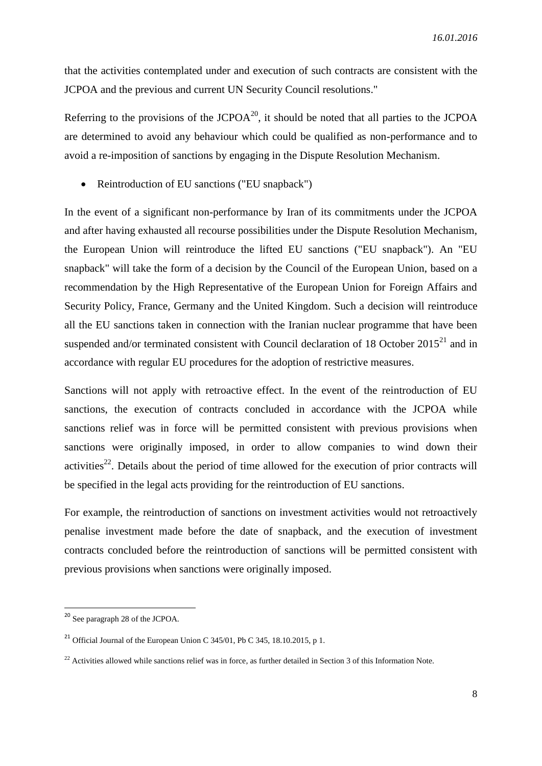that the activities contemplated under and execution of such contracts are consistent with the JCPOA and the previous and current UN Security Council resolutions."

Referring to the provisions of the JCPOA[20], it should be noted that all parties to the JCPOA are determined to avoid any behaviour which could be qualified as non-performance and to avoid a re-imposition of sanctions by engaging in the Dispute Resolution Mechanism.

- Reintroduction of EU sanctions ("EU snapback")

In the event of a significant non-performance by Iran of its commitments under the JCPOA and after having exhausted all recourse possibilities under the Dispute Resolution Mechanism, the European Union will reintroduce the lifted EU sanctions ("EU snapback"). An "EU snapback" will take the form of a decision by the Council of the European Union, based on a recommendation by the High Representative of the European Union for Foreign Affairs and Security Policy, France, Germany and the United Kingdom. Such a decision will reintroduce all the EU sanctions taken in connection with the Iranian nuclear programme that have been suspended and/or terminated consistent with Council declaration of 18 October 2015[21] and in accordance with regular EU procedures for the adoption of restrictive measures.

Sanctions will not apply with retroactive effect. In the event of the reintroduction of EU sanctions, the execution of contracts concluded in accordance with the JCPOA while sanctions relief was in force will be permitted consistent with previous provisions when sanctions were originally imposed, in order to allow companies to wind down their activities[22]. Details about the period of time allowed for the execution of prior contracts will be specified in the legal acts providing for the reintroduction of EU sanctions.

For example, the reintroduction of sanctions on investment activities would not retroactively penalise investment made before the date of snapback, and the execution of investment contracts concluded before the reintroduction of sanctions will be permitted consistent with previous provisions when sanctions were originally imposed.

---

[20] See paragraph 28 of the JCPOA.

[21] Official Journal of the European Union C 345/01, Pb C 345, 18.10.2015, p 1.

[22] Activities allowed while sanctions relief was in force, as further detailed in Section 3 of this Information Note.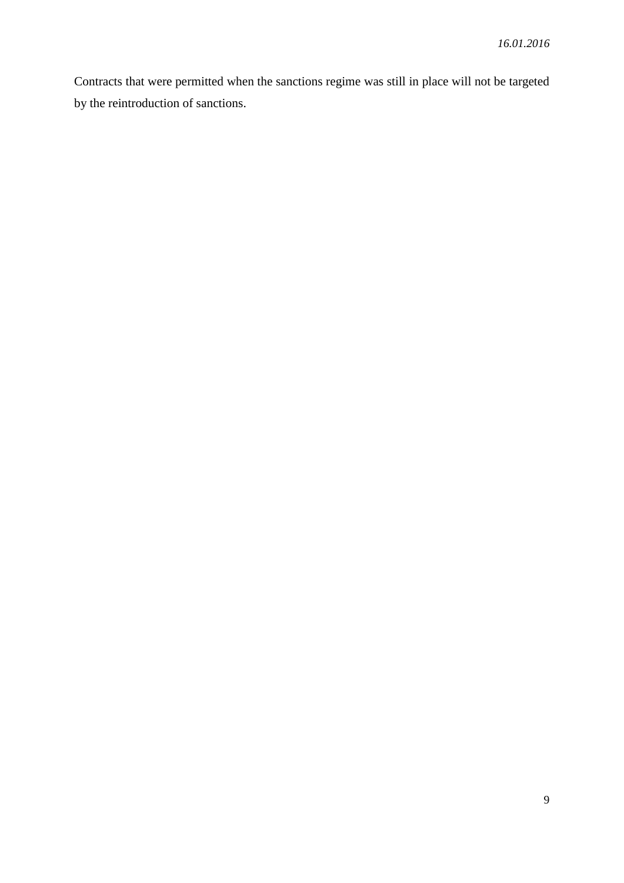Contracts that were permitted when the sanctions regime was still in place will not be targeted by the reintroduction of sanctions.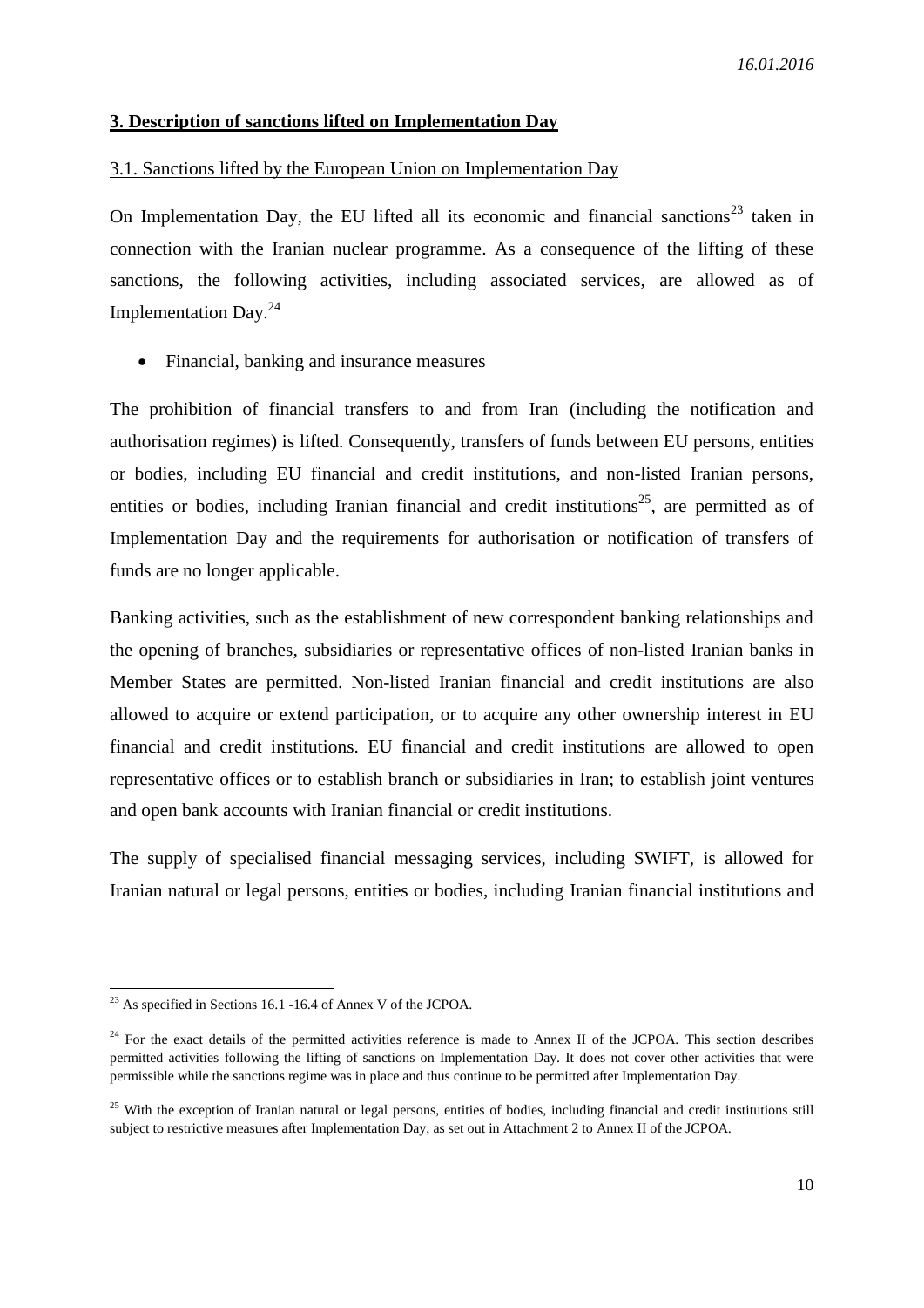## 3. Description of sanctions lifted on Implementation Day

### 3.1. Sanctions lifted by the European Union on Implementation Day

On Implementation Day, the EU lifted all its economic and financial sanctions[23] taken in connection with the Iranian nuclear programme. As a consequence of the lifting of these sanctions, the following activities, including associated services, are allowed as of Implementation Day.[24]

- Financial, banking and insurance measures

The prohibition of financial transfers to and from Iran (including the notification and authorisation regimes) is lifted. Consequently, transfers of funds between EU persons, entities or bodies, including EU financial and credit institutions, and non-listed Iranian persons, entities or bodies, including Iranian financial and credit institutions[25], are permitted as of Implementation Day and the requirements for authorisation or notification of transfers of funds are no longer applicable.

Banking activities, such as the establishment of new correspondent banking relationships and the opening of branches, subsidiaries or representative offices of non-listed Iranian banks in Member States are permitted. Non-listed Iranian financial and credit institutions are also allowed to acquire or extend participation, or to acquire any other ownership interest in EU financial and credit institutions. EU financial and credit institutions are allowed to open representative offices or to establish branch or subsidiaries in Iran; to establish joint ventures and open bank accounts with Iranian financial or credit institutions.

The supply of specialised financial messaging services, including SWIFT, is allowed for Iranian natural or legal persons, entities or bodies, including Iranian financial institutions and

---

[23] As specified in Sections 16.1 -16.4 of Annex V of the JCPOA.

[24] For the exact details of the permitted activities reference is made to Annex II of the JCPOA. This section describes permitted activities following the lifting of sanctions on Implementation Day. It does not cover other activities that were permissible while the sanctions regime was in place and thus continue to be permitted after Implementation Day.

[25] With the exception of Iranian natural or legal persons, entities of bodies, including financial and credit institutions still subject to restrictive measures after Implementation Day, as set out in Attachment 2 to Annex II of the JCPOA.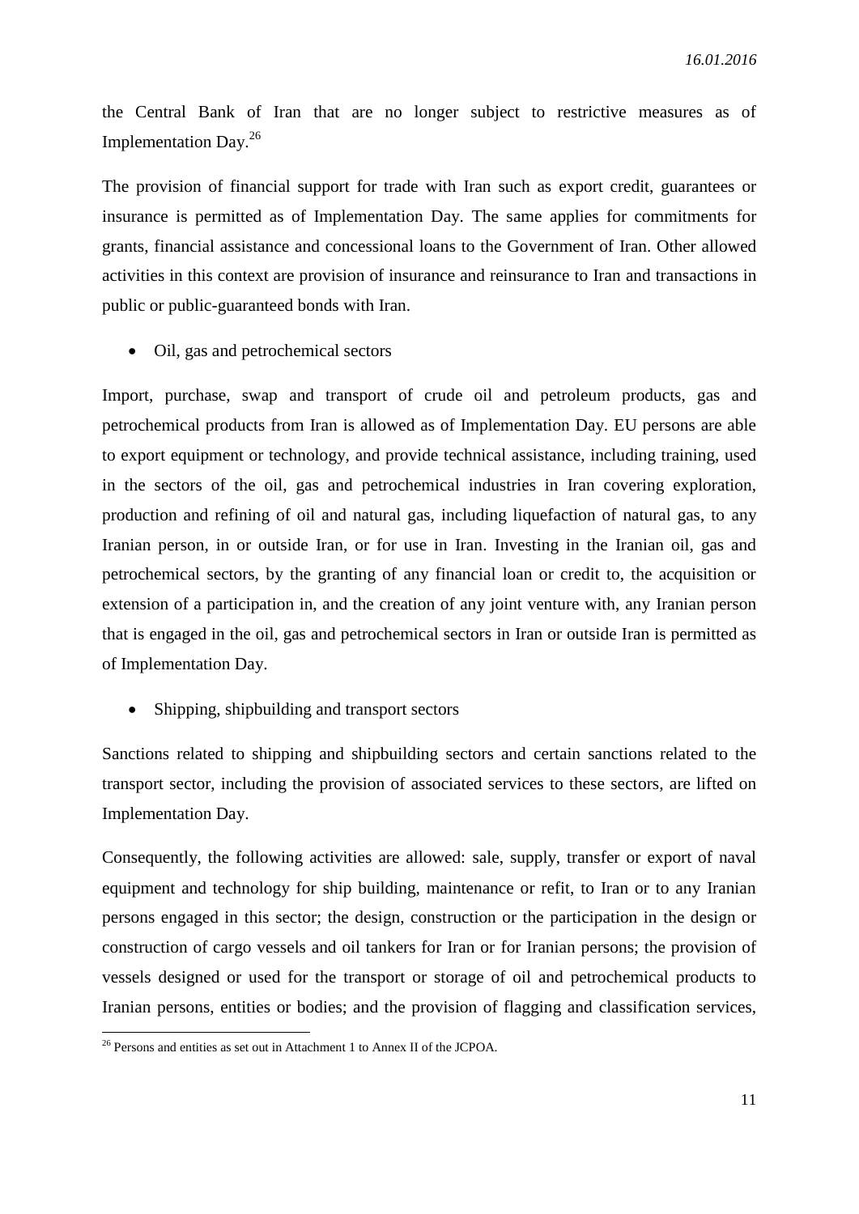the Central Bank of Iran that are no longer subject to restrictive measures as of Implementation Day.[26]

The provision of financial support for trade with Iran such as export credit, guarantees or insurance is permitted as of Implementation Day. The same applies for commitments for grants, financial assistance and concessional loans to the Government of Iran. Other allowed activities in this context are provision of insurance and reinsurance to Iran and transactions in public or public-guaranteed bonds with Iran.

- Oil, gas and petrochemical sectors

Import, purchase, swap and transport of crude oil and petroleum products, gas and petrochemical products from Iran is allowed as of Implementation Day. EU persons are able to export equipment or technology, and provide technical assistance, including training, used in the sectors of the oil, gas and petrochemical industries in Iran covering exploration, production and refining of oil and natural gas, including liquefaction of natural gas, to any Iranian person, in or outside Iran, or for use in Iran. Investing in the Iranian oil, gas and petrochemical sectors, by the granting of any financial loan or credit to, the acquisition or extension of a participation in, and the creation of any joint venture with, any Iranian person that is engaged in the oil, gas and petrochemical sectors in Iran or outside Iran is permitted as of Implementation Day.

- Shipping, shipbuilding and transport sectors

Sanctions related to shipping and shipbuilding sectors and certain sanctions related to the transport sector, including the provision of associated services to these sectors, are lifted on Implementation Day.

Consequently, the following activities are allowed: sale, supply, transfer or export of naval equipment and technology for ship building, maintenance or refit, to Iran or to any Iranian persons engaged in this sector; the design, construction or the participation in the design or construction of cargo vessels and oil tankers for Iran or for Iranian persons; the provision of vessels designed or used for the transport or storage of oil and petrochemical products to Iranian persons, entities or bodies; and the provision of flagging and classification services,

[26] Persons and entities as set out in Attachment 1 to Annex II of the JCPOA.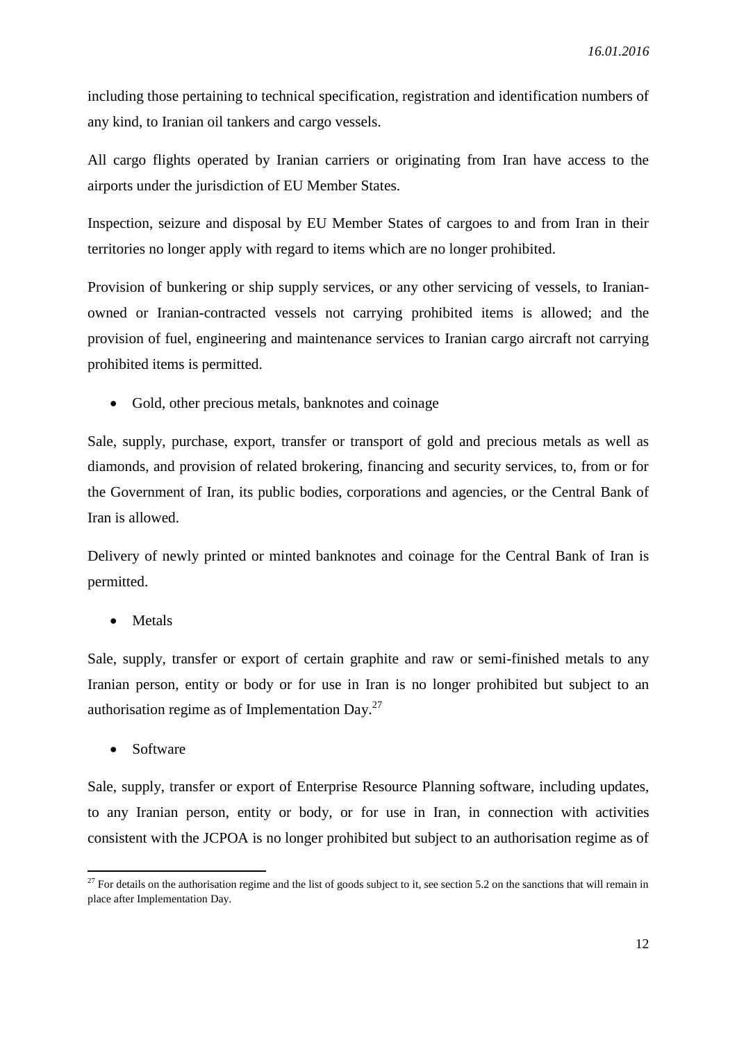including those pertaining to technical specification, registration and identification numbers of any kind, to Iranian oil tankers and cargo vessels.

All cargo flights operated by Iranian carriers or originating from Iran have access to the airports under the jurisdiction of EU Member States.

Inspection, seizure and disposal by EU Member States of cargoes to and from Iran in their territories no longer apply with regard to items which are no longer prohibited.

Provision of bunkering or ship supply services, or any other servicing of vessels, to Iranian-owned or Iranian-contracted vessels not carrying prohibited items is allowed; and the provision of fuel, engineering and maintenance services to Iranian cargo aircraft not carrying prohibited items is permitted.

- Gold, other precious metals, banknotes and coinage

Sale, supply, purchase, export, transfer or transport of gold and precious metals as well as diamonds, and provision of related brokering, financing and security services, to, from or for the Government of Iran, its public bodies, corporations and agencies, or the Central Bank of Iran is allowed.

Delivery of newly printed or minted banknotes and coinage for the Central Bank of Iran is permitted.

- Metals

Sale, supply, transfer or export of certain graphite and raw or semi-finished metals to any Iranian person, entity or body or for use in Iran is no longer prohibited but subject to an authorisation regime as of Implementation Day.[27]

- Software

Sale, supply, transfer or export of Enterprise Resource Planning software, including updates, to any Iranian person, entity or body, or for use in Iran, in connection with activities consistent with the JCPOA is no longer prohibited but subject to an authorisation regime as of

[27] For details on the authorisation regime and the list of goods subject to it, see section 5.2 on the sanctions that will remain in place after Implementation Day.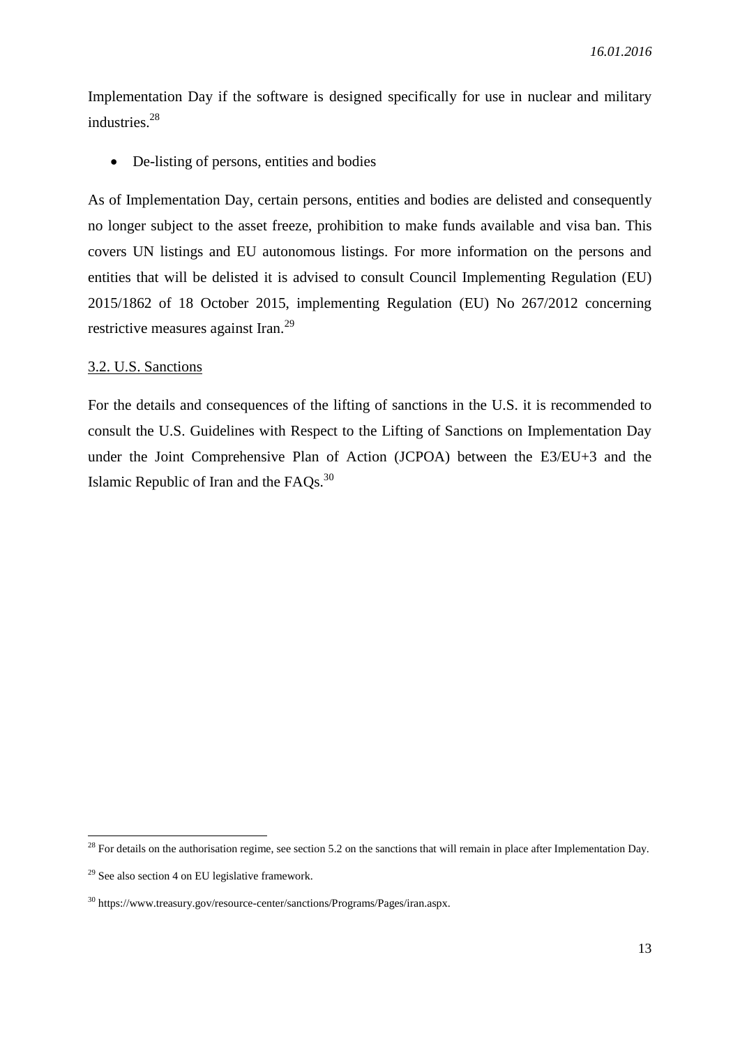Implementation Day if the software is designed specifically for use in nuclear and military industries.[28]

- De-listing of persons, entities and bodies

As of Implementation Day, certain persons, entities and bodies are delisted and consequently no longer subject to the asset freeze, prohibition to make funds available and visa ban. This covers UN listings and EU autonomous listings. For more information on the persons and entities that will be delisted it is advised to consult Council Implementing Regulation (EU) 2015/1862 of 18 October 2015, implementing Regulation (EU) No 267/2012 concerning restrictive measures against Iran.[29]

### 3.2. U.S. Sanctions

For the details and consequences of the lifting of sanctions in the U.S. it is recommended to consult the U.S. Guidelines with Respect to the Lifting of Sanctions on Implementation Day under the Joint Comprehensive Plan of Action (JCPOA) between the E3/EU+3 and the Islamic Republic of Iran and the FAQs.[30]

---

[28] For details on the authorisation regime, see section 5.2 on the sanctions that will remain in place after Implementation Day.

[29] See also section 4 on EU legislative framework.

[30] https://www.treasury.gov/resource-center/sanctions/Programs/Pages/iran.aspx.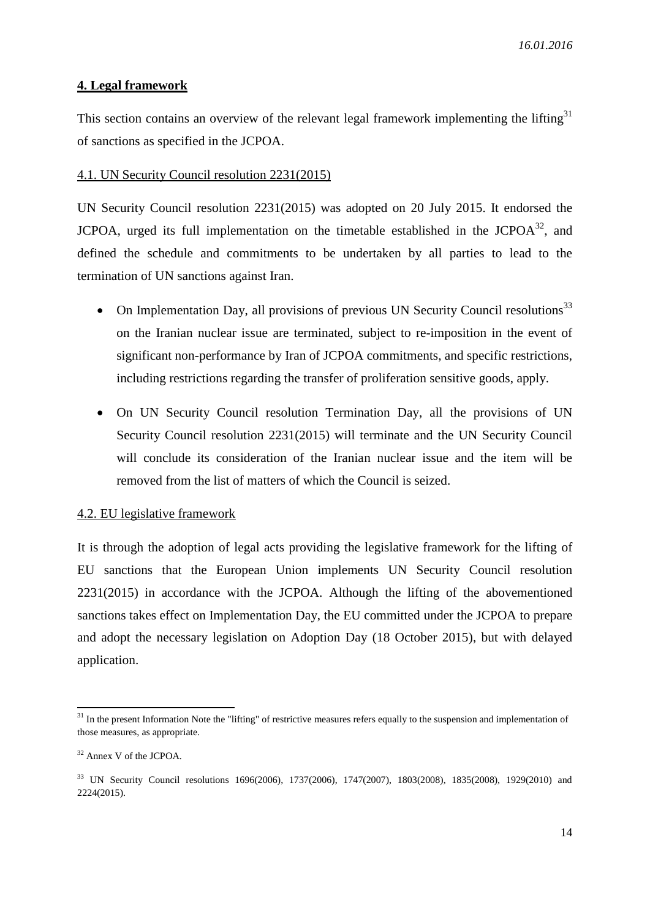## 4. Legal framework

This section contains an overview of the relevant legal framework implementing the lifting[31] of sanctions as specified in the JCPOA.

### 4.1. UN Security Council resolution 2231(2015)

UN Security Council resolution 2231(2015) was adopted on 20 July 2015. It endorsed the JCPOA, urged its full implementation on the timetable established in the JCPOA[32], and defined the schedule and commitments to be undertaken by all parties to lead to the termination of UN sanctions against Iran.

- On Implementation Day, all provisions of previous UN Security Council resolutions[33] on the Iranian nuclear issue are terminated, subject to re-imposition in the event of significant non-performance by Iran of JCPOA commitments, and specific restrictions, including restrictions regarding the transfer of proliferation sensitive goods, apply.
- On UN Security Council resolution Termination Day, all the provisions of UN Security Council resolution 2231(2015) will terminate and the UN Security Council will conclude its consideration of the Iranian nuclear issue and the item will be removed from the list of matters of which the Council is seized.

### 4.2. EU legislative framework

It is through the adoption of legal acts providing the legislative framework for the lifting of EU sanctions that the European Union implements UN Security Council resolution 2231(2015) in accordance with the JCPOA. Although the lifting of the abovementioned sanctions takes effect on Implementation Day, the EU committed under the JCPOA to prepare and adopt the necessary legislation on Adoption Day (18 October 2015), but with delayed application.

---

[31] In the present Information Note the "lifting" of restrictive measures refers equally to the suspension and implementation of those measures, as appropriate.

[32] Annex V of the JCPOA.

[33] UN Security Council resolutions 1696(2006), 1737(2006), 1747(2007), 1803(2008), 1835(2008), 1929(2010) and 2224(2015).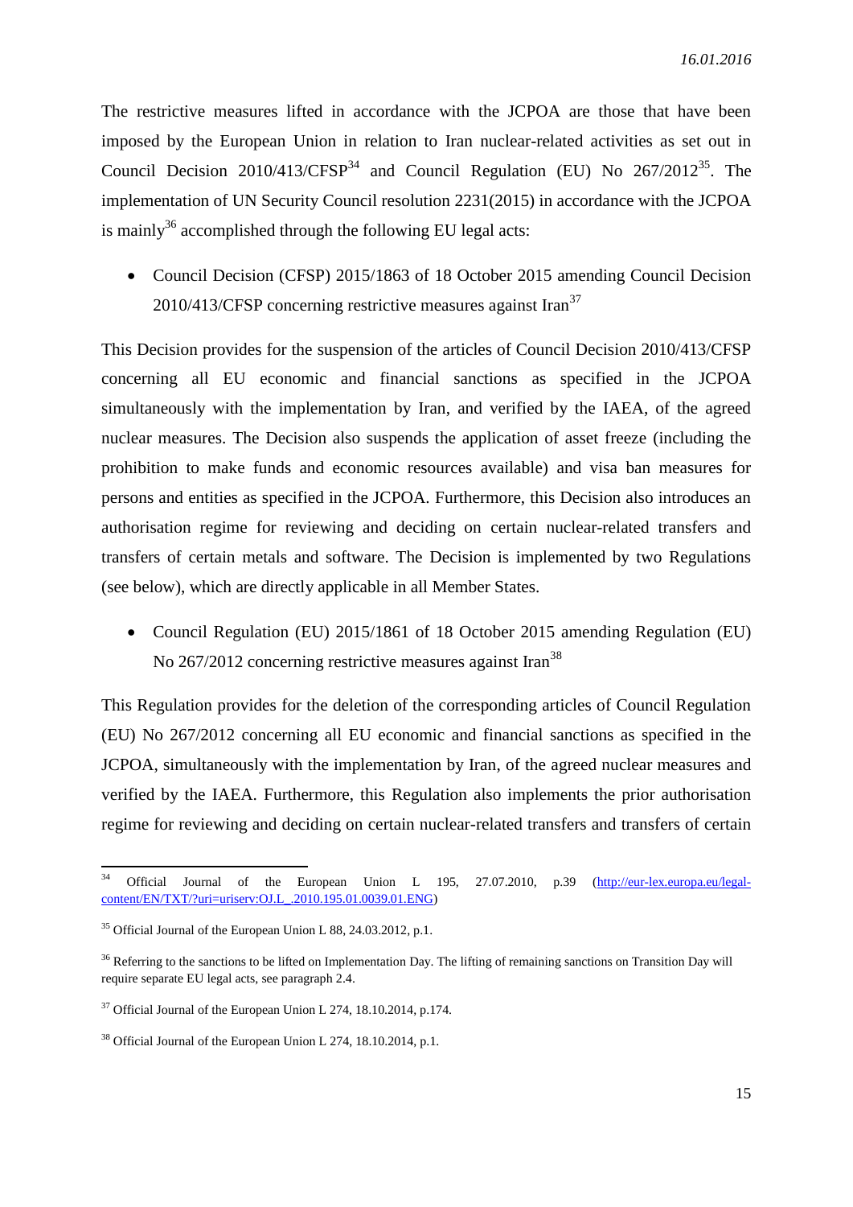The restrictive measures lifted in accordance with the JCPOA are those that have been imposed by the European Union in relation to Iran nuclear-related activities as set out in Council Decision 2010/413/CFSP[34] and Council Regulation (EU) No 267/2012[35]. The implementation of UN Security Council resolution 2231(2015) in accordance with the JCPOA is mainly[36] accomplished through the following EU legal acts:

- Council Decision (CFSP) 2015/1863 of 18 October 2015 amending Council Decision 2010/413/CFSP concerning restrictive measures against Iran[37]

This Decision provides for the suspension of the articles of Council Decision 2010/413/CFSP concerning all EU economic and financial sanctions as specified in the JCPOA simultaneously with the implementation by Iran, and verified by the IAEA, of the agreed nuclear measures. The Decision also suspends the application of asset freeze (including the prohibition to make funds and economic resources available) and visa ban measures for persons and entities as specified in the JCPOA. Furthermore, this Decision also introduces an authorisation regime for reviewing and deciding on certain nuclear-related transfers and transfers of certain metals and software. The Decision is implemented by two Regulations (see below), which are directly applicable in all Member States.

- Council Regulation (EU) 2015/1861 of 18 October 2015 amending Regulation (EU) No 267/2012 concerning restrictive measures against Iran[38]

This Regulation provides for the deletion of the corresponding articles of Council Regulation (EU) No 267/2012 concerning all EU economic and financial sanctions as specified in the JCPOA, simultaneously with the implementation by Iran, of the agreed nuclear measures and verified by the IAEA. Furthermore, this Regulation also implements the prior authorisation regime for reviewing and deciding on certain nuclear-related transfers and transfers of certain

---

[34] Official Journal of the European Union L 195, 27.07.2010, p.39 (http://eur-lex.europa.eu/legal-content/EN/TXT/?uri=uriserv:OJ.L_.2010.195.01.0039.01.ENG)

[35] Official Journal of the European Union L 88, 24.03.2012, p.1.

[36] Referring to the sanctions to be lifted on Implementation Day. The lifting of remaining sanctions on Transition Day will require separate EU legal acts, see paragraph 2.4.

[37] Official Journal of the European Union L 274, 18.10.2014, p.174.

[38] Official Journal of the European Union L 274, 18.10.2014, p.1.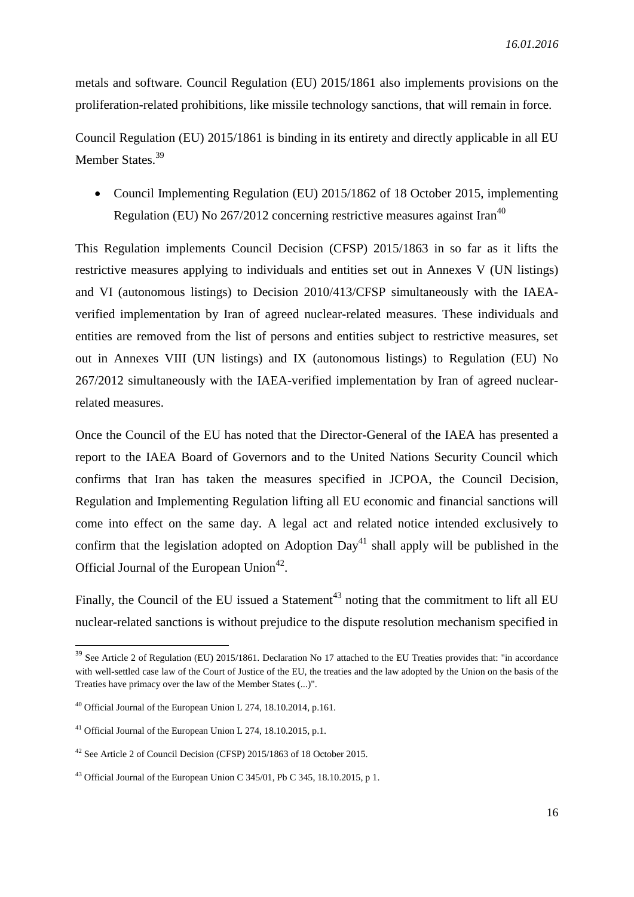metals and software. Council Regulation (EU) 2015/1861 also implements provisions on the proliferation-related prohibitions, like missile technology sanctions, that will remain in force.

Council Regulation (EU) 2015/1861 is binding in its entirety and directly applicable in all EU Member States.[39]

- Council Implementing Regulation (EU) 2015/1862 of 18 October 2015, implementing Regulation (EU) No 267/2012 concerning restrictive measures against Iran[40]

This Regulation implements Council Decision (CFSP) 2015/1863 in so far as it lifts the restrictive measures applying to individuals and entities set out in Annexes V (UN listings) and VI (autonomous listings) to Decision 2010/413/CFSP simultaneously with the IAEA-verified implementation by Iran of agreed nuclear-related measures. These individuals and entities are removed from the list of persons and entities subject to restrictive measures, set out in Annexes VIII (UN listings) and IX (autonomous listings) to Regulation (EU) No 267/2012 simultaneously with the IAEA-verified implementation by Iran of agreed nuclear-related measures.

Once the Council of the EU has noted that the Director-General of the IAEA has presented a report to the IAEA Board of Governors and to the United Nations Security Council which confirms that Iran has taken the measures specified in JCPOA, the Council Decision, Regulation and Implementing Regulation lifting all EU economic and financial sanctions will come into effect on the same day. A legal act and related notice intended exclusively to confirm that the legislation adopted on Adoption Day[41] shall apply will be published in the Official Journal of the European Union[42].

Finally, the Council of the EU issued a Statement[43] noting that the commitment to lift all EU nuclear-related sanctions is without prejudice to the dispute resolution mechanism specified in

---

[39] See Article 2 of Regulation (EU) 2015/1861. Declaration No 17 attached to the EU Treaties provides that: "in accordance with well-settled case law of the Court of Justice of the EU, the treaties and the law adopted by the Union on the basis of the Treaties have primacy over the law of the Member States (...)".

[40] Official Journal of the European Union L 274, 18.10.2014, p.161.

[41] Official Journal of the European Union L 274, 18.10.2015, p.1.

[42] See Article 2 of Council Decision (CFSP) 2015/1863 of 18 October 2015.

[43] Official Journal of the European Union C 345/01, Pb C 345, 18.10.2015, p 1.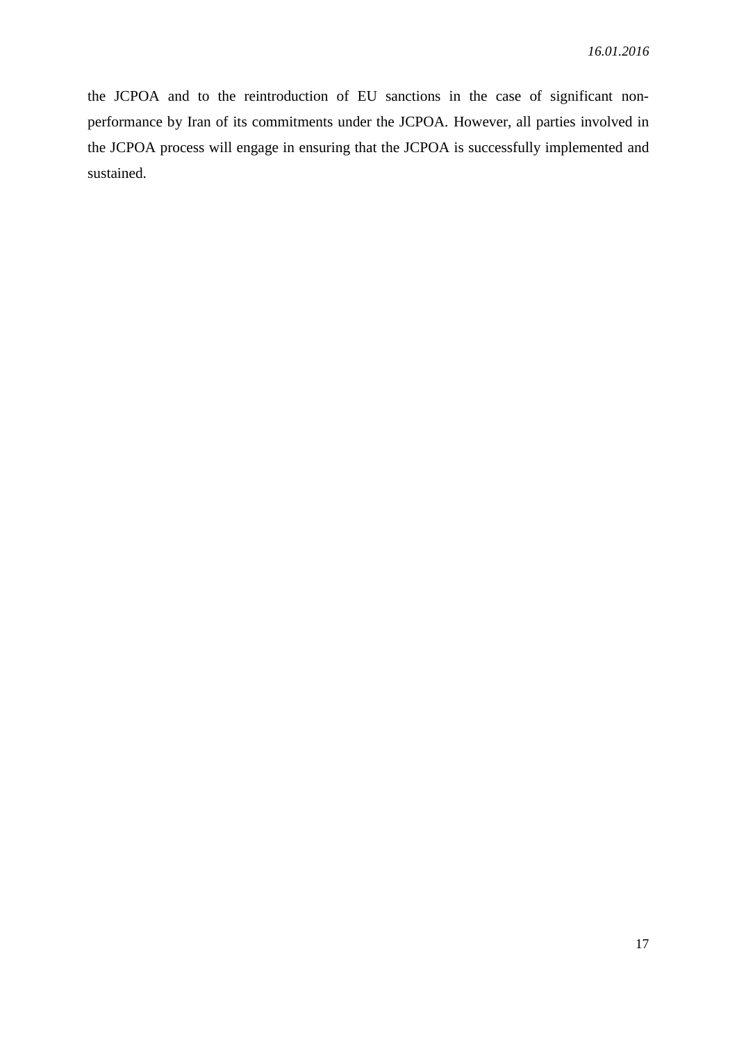the JCPOA and to the reintroduction of EU sanctions in the case of significant non-performance by Iran of its commitments under the JCPOA. However, all parties involved in the JCPOA process will engage in ensuring that the JCPOA is successfully implemented and sustained.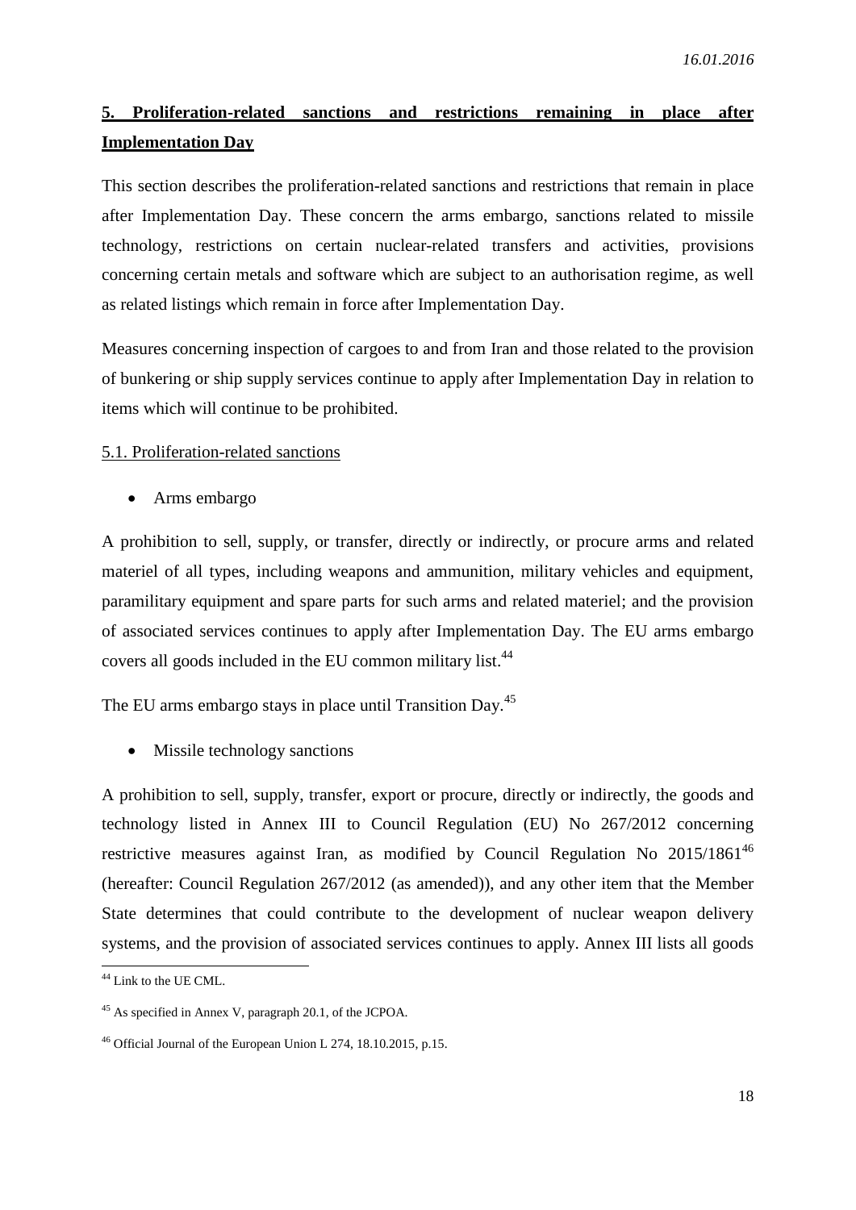## 5. Proliferation-related sanctions and restrictions remaining in place after Implementation Day

This section describes the proliferation-related sanctions and restrictions that remain in place after Implementation Day. These concern the arms embargo, sanctions related to missile technology, restrictions on certain nuclear-related transfers and activities, provisions concerning certain metals and software which are subject to an authorisation regime, as well as related listings which remain in force after Implementation Day.

Measures concerning inspection of cargoes to and from Iran and those related to the provision of bunkering or ship supply services continue to apply after Implementation Day in relation to items which will continue to be prohibited.

### 5.1. Proliferation-related sanctions

- Arms embargo

A prohibition to sell, supply, or transfer, directly or indirectly, or procure arms and related materiel of all types, including weapons and ammunition, military vehicles and equipment, paramilitary equipment and spare parts for such arms and related materiel; and the provision of associated services continues to apply after Implementation Day. The EU arms embargo covers all goods included in the EU common military list.[44]

The EU arms embargo stays in place until Transition Day.[45]

- Missile technology sanctions

A prohibition to sell, supply, transfer, export or procure, directly or indirectly, the goods and technology listed in Annex III to Council Regulation (EU) No 267/2012 concerning restrictive measures against Iran, as modified by Council Regulation No 2015/1861[46] (hereafter: Council Regulation 267/2012 (as amended)), and any other item that the Member State determines that could contribute to the development of nuclear weapon delivery systems, and the provision of associated services continues to apply. Annex III lists all goods

[44] Link to the UE CML.

[45] As specified in Annex V, paragraph 20.1, of the JCPOA.

[46] Official Journal of the European Union L 274, 18.10.2015, p.15.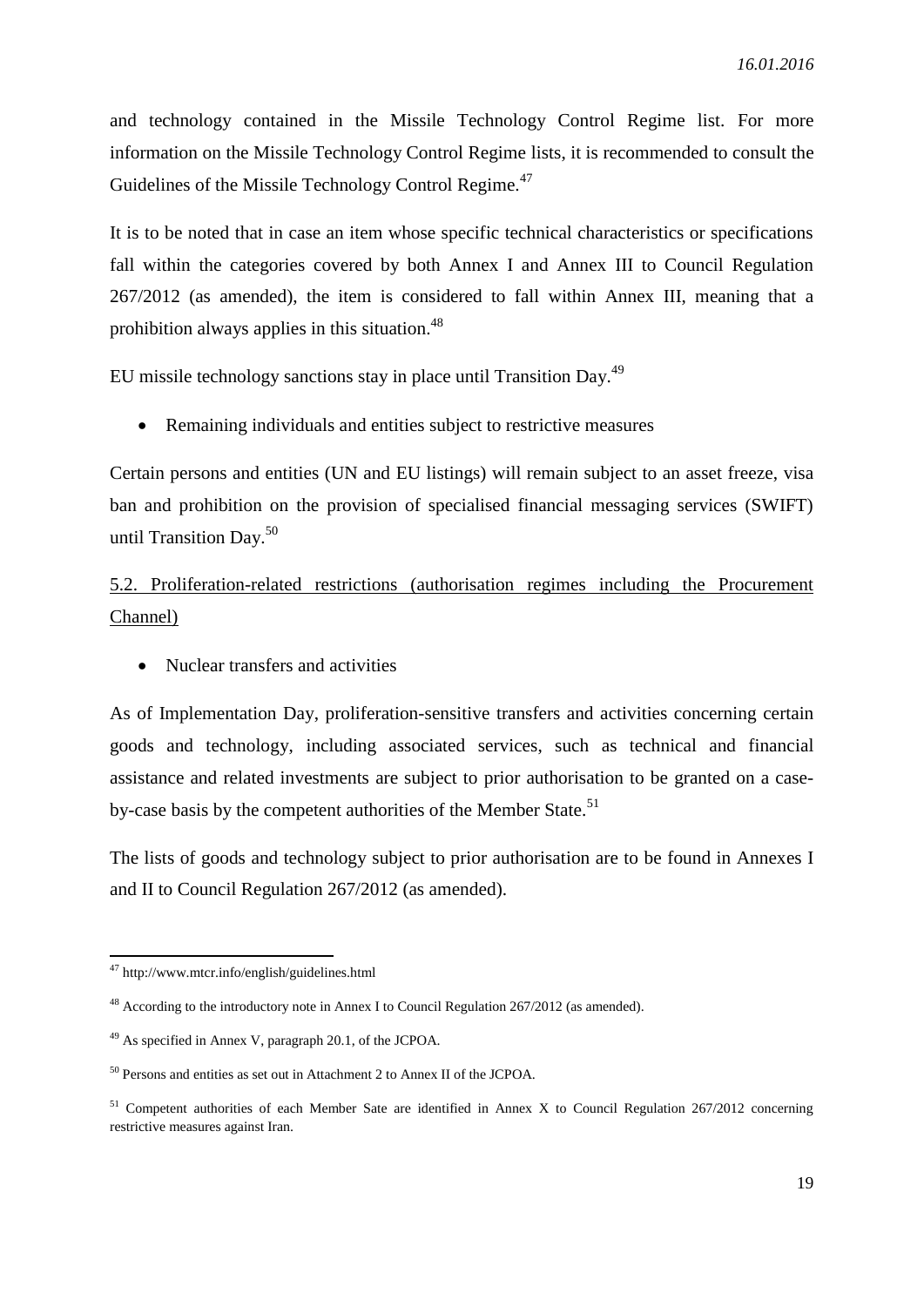and technology contained in the Missile Technology Control Regime list. For more information on the Missile Technology Control Regime lists, it is recommended to consult the Guidelines of the Missile Technology Control Regime.[47]

It is to be noted that in case an item whose specific technical characteristics or specifications fall within the categories covered by both Annex I and Annex III to Council Regulation 267/2012 (as amended), the item is considered to fall within Annex III, meaning that a prohibition always applies in this situation.[48]

EU missile technology sanctions stay in place until Transition Day.[49]

- Remaining individuals and entities subject to restrictive measures

Certain persons and entities (UN and EU listings) will remain subject to an asset freeze, visa ban and prohibition on the provision of specialised financial messaging services (SWIFT) until Transition Day.[50]

### 5.2. Proliferation-related restrictions (authorisation regimes including the Procurement Channel)

- Nuclear transfers and activities

As of Implementation Day, proliferation-sensitive transfers and activities concerning certain goods and technology, including associated services, such as technical and financial assistance and related investments are subject to prior authorisation to be granted on a case-by-case basis by the competent authorities of the Member State.[51]

The lists of goods and technology subject to prior authorisation are to be found in Annexes I and II to Council Regulation 267/2012 (as amended).

---

[47] http://www.mtcr.info/english/guidelines.html

[48] According to the introductory note in Annex I to Council Regulation 267/2012 (as amended).

[49] As specified in Annex V, paragraph 20.1, of the JCPOA.

[50] Persons and entities as set out in Attachment 2 to Annex II of the JCPOA.

[51] Competent authorities of each Member Sate are identified in Annex X to Council Regulation 267/2012 concerning restrictive measures against Iran.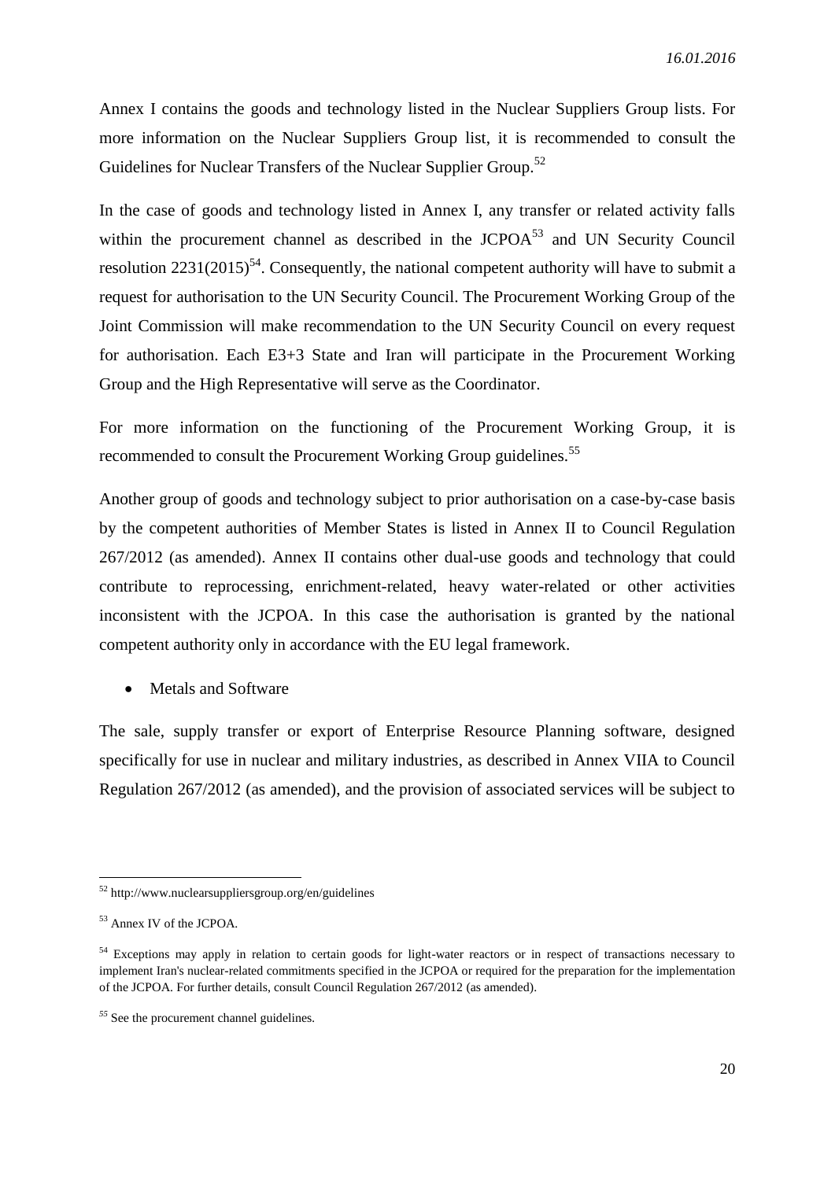Annex I contains the goods and technology listed in the Nuclear Suppliers Group lists. For more information on the Nuclear Suppliers Group list, it is recommended to consult the Guidelines for Nuclear Transfers of the Nuclear Supplier Group.[52]

In the case of goods and technology listed in Annex I, any transfer or related activity falls within the procurement channel as described in the JCPOA[53] and UN Security Council resolution 2231(2015)[54]. Consequently, the national competent authority will have to submit a request for authorisation to the UN Security Council. The Procurement Working Group of the Joint Commission will make recommendation to the UN Security Council on every request for authorisation. Each E3+3 State and Iran will participate in the Procurement Working Group and the High Representative will serve as the Coordinator.

For more information on the functioning of the Procurement Working Group, it is recommended to consult the Procurement Working Group guidelines.[55]

Another group of goods and technology subject to prior authorisation on a case-by-case basis by the competent authorities of Member States is listed in Annex II to Council Regulation 267/2012 (as amended). Annex II contains other dual-use goods and technology that could contribute to reprocessing, enrichment-related, heavy water-related or other activities inconsistent with the JCPOA. In this case the authorisation is granted by the national competent authority only in accordance with the EU legal framework.

- Metals and Software

The sale, supply transfer or export of Enterprise Resource Planning software, designed specifically for use in nuclear and military industries, as described in Annex VIIA to Council Regulation 267/2012 (as amended), and the provision of associated services will be subject to

---

[52] http://www.nuclearsuppliersgroup.org/en/guidelines

[53] Annex IV of the JCPOA.

[54] Exceptions may apply in relation to certain goods for light-water reactors or in respect of transactions necessary to implement Iran's nuclear-related commitments specified in the JCPOA or required for the preparation for the implementation of the JCPOA. For further details, consult Council Regulation 267/2012 (as amended).

[55] See the procurement channel guidelines.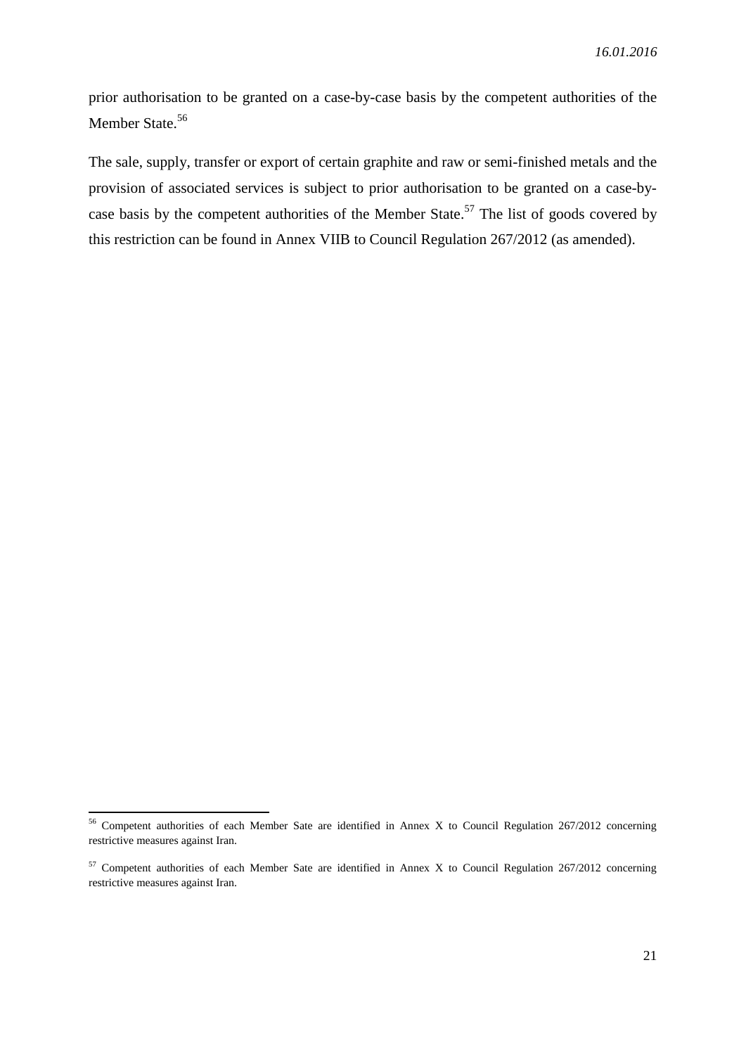prior authorisation to be granted on a case-by-case basis by the competent authorities of the Member State.[56]

The sale, supply, transfer or export of certain graphite and raw or semi-finished metals and the provision of associated services is subject to prior authorisation to be granted on a case-by-case basis by the competent authorities of the Member State.[57] The list of goods covered by this restriction can be found in Annex VIIB to Council Regulation 267/2012 (as amended).

---

[56] Competent authorities of each Member Sate are identified in Annex X to Council Regulation 267/2012 concerning restrictive measures against Iran.

[57] Competent authorities of each Member Sate are identified in Annex X to Council Regulation 267/2012 concerning restrictive measures against Iran.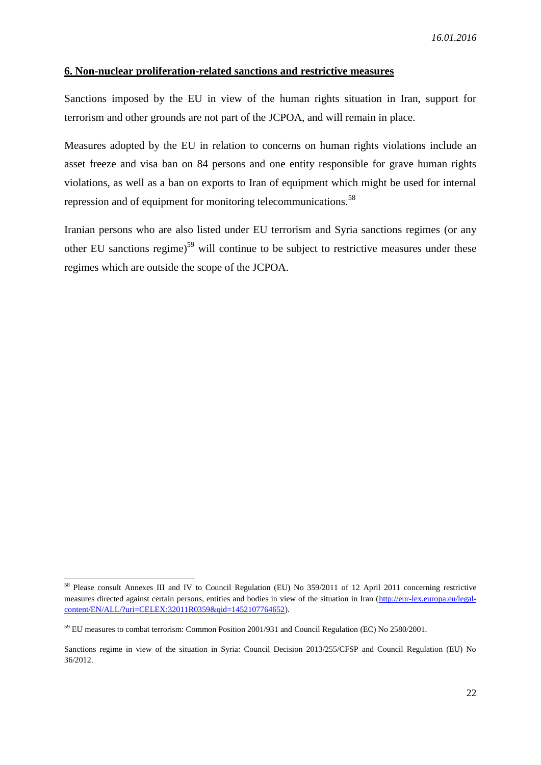## 6. Non-nuclear proliferation-related sanctions and restrictive measures

Sanctions imposed by the EU in view of the human rights situation in Iran, support for terrorism and other grounds are not part of the JCPOA, and will remain in place.

Measures adopted by the EU in relation to concerns on human rights violations include an asset freeze and visa ban on 84 persons and one entity responsible for grave human rights violations, as well as a ban on exports to Iran of equipment which might be used for internal repression and of equipment for monitoring telecommunications.[58]

Iranian persons who are also listed under EU terrorism and Syria sanctions regimes (or any other EU sanctions regime)[59] will continue to be subject to restrictive measures under these regimes which are outside the scope of the JCPOA.

---

[58] Please consult Annexes III and IV to Council Regulation (EU) No 359/2011 of 12 April 2011 concerning restrictive measures directed against certain persons, entities and bodies in view of the situation in Iran (http://eur-lex.europa.eu/legal-content/EN/ALL/?uri=CELEX:32011R0359&qid=1452107764652).

[59] EU measures to combat terrorism: Common Position 2001/931 and Council Regulation (EC) No 2580/2001.

Sanctions regime in view of the situation in Syria: Council Decision 2013/255/CFSP and Council Regulation (EU) No 36/2012.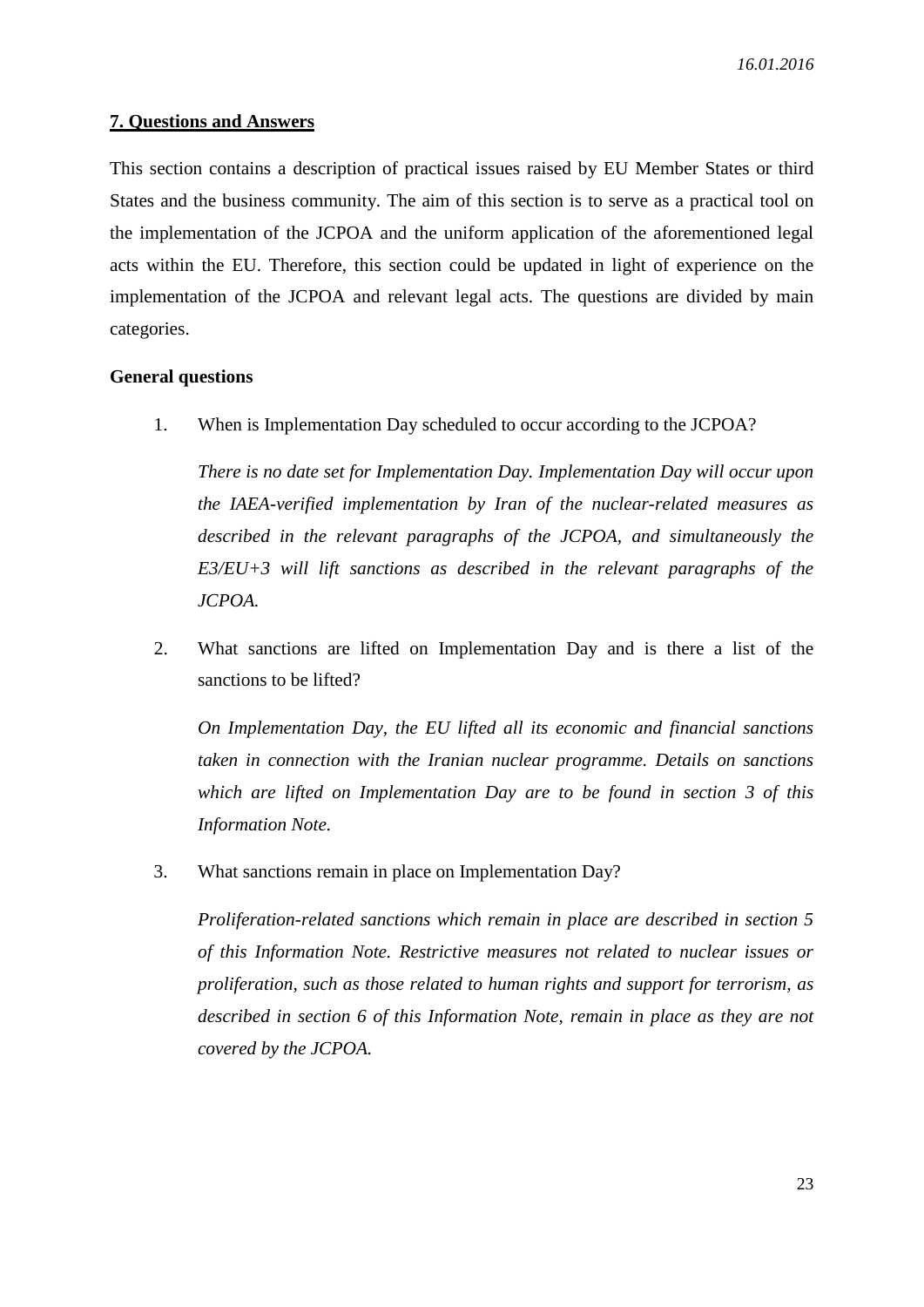## 7. Questions and Answers

This section contains a description of practical issues raised by EU Member States or third States and the business community. The aim of this section is to serve as a practical tool on the implementation of the JCPOA and the uniform application of the aforementioned legal acts within the EU. Therefore, this section could be updated in light of experience on the implementation of the JCPOA and relevant legal acts. The questions are divided by main categories.

### General questions

1. When is Implementation Day scheduled to occur according to the JCPOA?

   *There is no date set for Implementation Day. Implementation Day will occur upon the IAEA-verified implementation by Iran of the nuclear-related measures as described in the relevant paragraphs of the JCPOA, and simultaneously the E3/EU+3 will lift sanctions as described in the relevant paragraphs of the JCPOA.*

2. What sanctions are lifted on Implementation Day and is there a list of the sanctions to be lifted?

   *On Implementation Day, the EU lifted all its economic and financial sanctions taken in connection with the Iranian nuclear programme. Details on sanctions which are lifted on Implementation Day are to be found in section 3 of this Information Note.*

3. What sanctions remain in place on Implementation Day?

   *Proliferation-related sanctions which remain in place are described in section 5 of this Information Note. Restrictive measures not related to nuclear issues or proliferation, such as those related to human rights and support for terrorism, as described in section 6 of this Information Note, remain in place as they are not covered by the JCPOA.*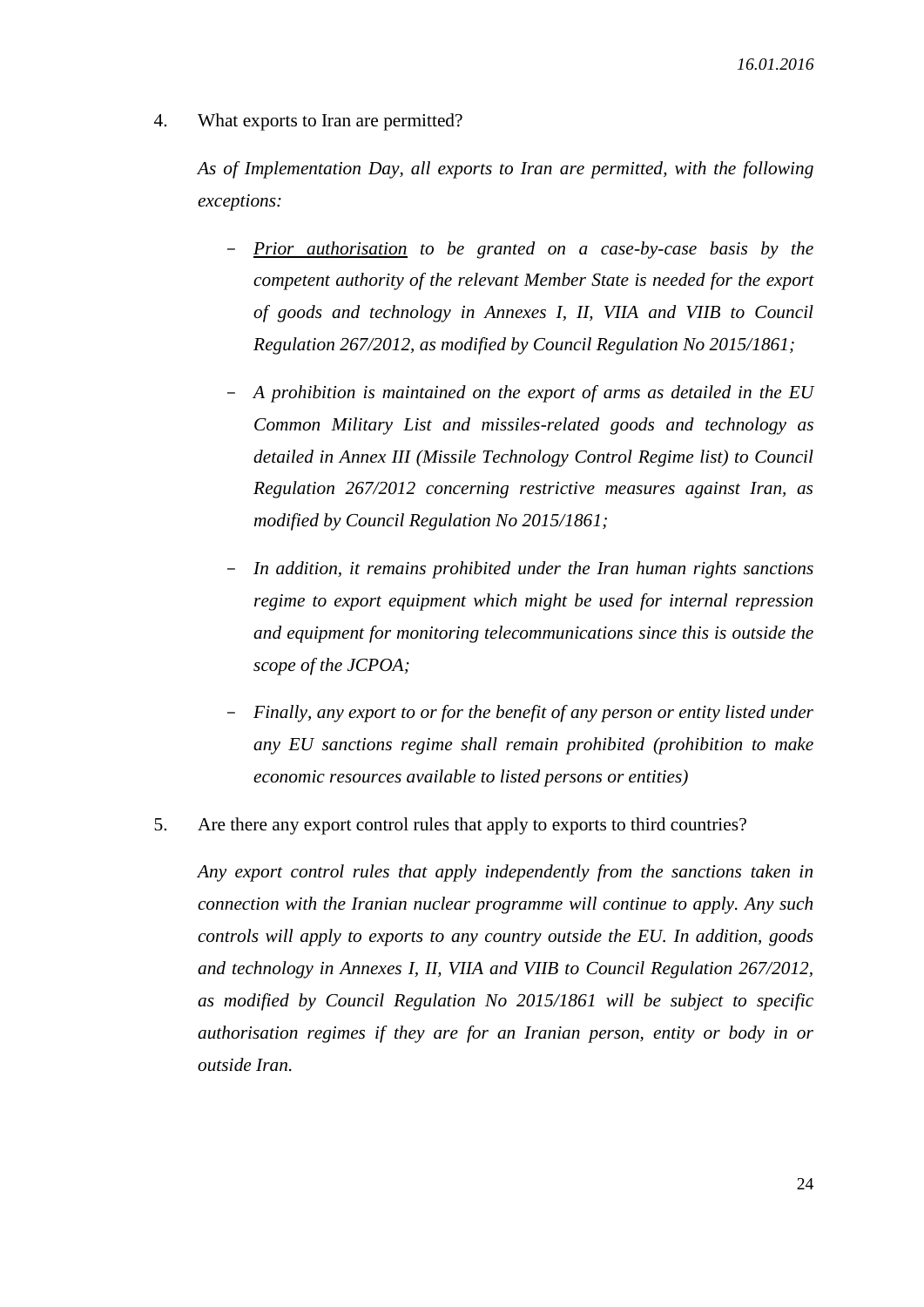4. What exports to Iran are permitted?

   *As of Implementation Day, all exports to Iran are permitted, with the following exceptions:*

   - *<u>Prior authorisation</u> to be granted on a case-by-case basis by the competent authority of the relevant Member State is needed for the export of goods and technology in Annexes I, II, VIIA and VIIB to Council Regulation 267/2012, as modified by Council Regulation No 2015/1861;*

   - *A prohibition is maintained on the export of arms as detailed in the EU Common Military List and missiles-related goods and technology as detailed in Annex III (Missile Technology Control Regime list) to Council Regulation 267/2012 concerning restrictive measures against Iran, as modified by Council Regulation No 2015/1861;*

   - *In addition, it remains prohibited under the Iran human rights sanctions regime to export equipment which might be used for internal repression and equipment for monitoring telecommunications since this is outside the scope of the JCPOA;*

   - *Finally, any export to or for the benefit of any person or entity listed under any EU sanctions regime shall remain prohibited (prohibition to make economic resources available to listed persons or entities)*

5. Are there any export control rules that apply to exports to third countries?

   *Any export control rules that apply independently from the sanctions taken in connection with the Iranian nuclear programme will continue to apply. Any such controls will apply to exports to any country outside the EU. In addition, goods and technology in Annexes I, II, VIIA and VIIB to Council Regulation 267/2012, as modified by Council Regulation No 2015/1861 will be subject to specific authorisation regimes if they are for an Iranian person, entity or body in or outside Iran.*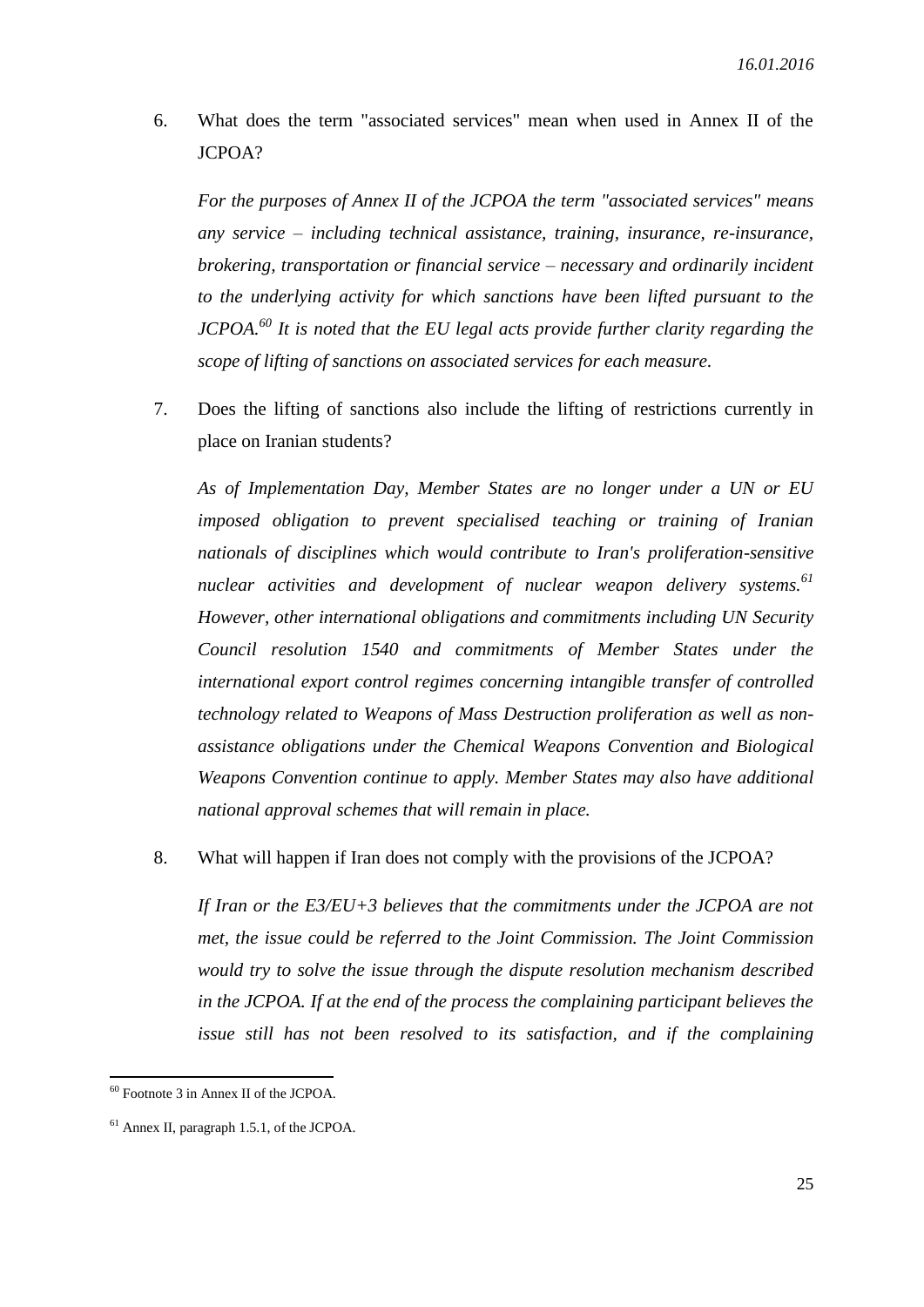6. What does the term "associated services" mean when used in Annex II of the JCPOA?

   *For the purposes of Annex II of the JCPOA the term "associated services" means any service – including technical assistance, training, insurance, re-insurance, brokering, transportation or financial service – necessary and ordinarily incident to the underlying activity for which sanctions have been lifted pursuant to the JCPOA.*[60] *It is noted that the EU legal acts provide further clarity regarding the scope of lifting of sanctions on associated services for each measure.*

7. Does the lifting of sanctions also include the lifting of restrictions currently in place on Iranian students?

   *As of Implementation Day, Member States are no longer under a UN or EU imposed obligation to prevent specialised teaching or training of Iranian nationals of disciplines which would contribute to Iran's proliferation-sensitive nuclear activities and development of nuclear weapon delivery systems.*[61] *However, other international obligations and commitments including UN Security Council resolution 1540 and commitments of Member States under the international export control regimes concerning intangible transfer of controlled technology related to Weapons of Mass Destruction proliferation as well as non-assistance obligations under the Chemical Weapons Convention and Biological Weapons Convention continue to apply. Member States may also have additional national approval schemes that will remain in place.*

8. What will happen if Iran does not comply with the provisions of the JCPOA?

   *If Iran or the E3/EU+3 believes that the commitments under the JCPOA are not met, the issue could be referred to the Joint Commission. The Joint Commission would try to solve the issue through the dispute resolution mechanism described in the JCPOA. If at the end of the process the complaining participant believes the issue still has not been resolved to its satisfaction, and if the complaining*

---

[60] Footnote 3 in Annex II of the JCPOA.

[61] Annex II, paragraph 1.5.1, of the JCPOA.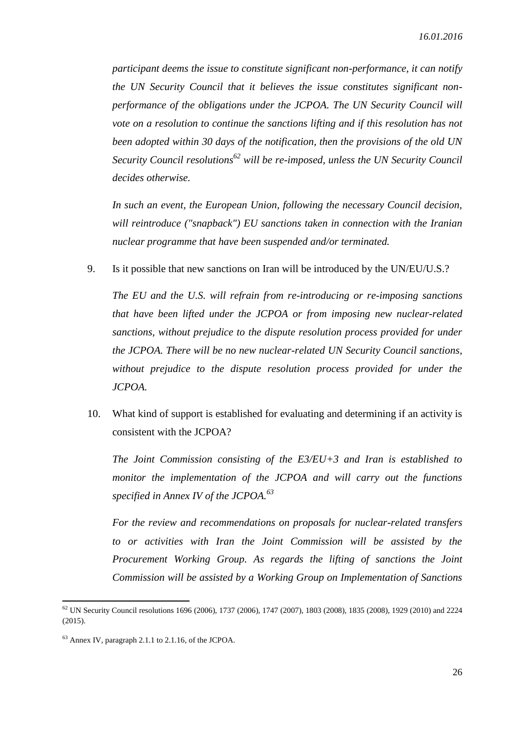*participant deems the issue to constitute significant non-performance, it can notify the UN Security Council that it believes the issue constitutes significant non-performance of the obligations under the JCPOA. The UN Security Council will vote on a resolution to continue the sanctions lifting and if this resolution has not been adopted within 30 days of the notification, then the provisions of the old UN Security Council resolutions*[62] *will be re-imposed, unless the UN Security Council decides otherwise.*

*In such an event, the European Union, following the necessary Council decision, will reintroduce ("snapback") EU sanctions taken in connection with the Iranian nuclear programme that have been suspended and/or terminated.*

9. Is it possible that new sanctions on Iran will be introduced by the UN/EU/U.S.?

   *The EU and the U.S. will refrain from re-introducing or re-imposing sanctions that have been lifted under the JCPOA or from imposing new nuclear-related sanctions, without prejudice to the dispute resolution process provided for under the JCPOA. There will be no new nuclear-related UN Security Council sanctions, without prejudice to the dispute resolution process provided for under the JCPOA.*

10. What kind of support is established for evaluating and determining if an activity is consistent with the JCPOA?

    *The Joint Commission consisting of the E3/EU+3 and Iran is established to monitor the implementation of the JCPOA and will carry out the functions specified in Annex IV of the JCPOA.*[63]

    *For the review and recommendations on proposals for nuclear-related transfers to or activities with Iran the Joint Commission will be assisted by the Procurement Working Group. As regards the lifting of sanctions the Joint Commission will be assisted by a Working Group on Implementation of Sanctions*

---

[62] UN Security Council resolutions 1696 (2006), 1737 (2006), 1747 (2007), 1803 (2008), 1835 (2008), 1929 (2010) and 2224 (2015).

[63] Annex IV, paragraph 2.1.1 to 2.1.16, of the JCPOA.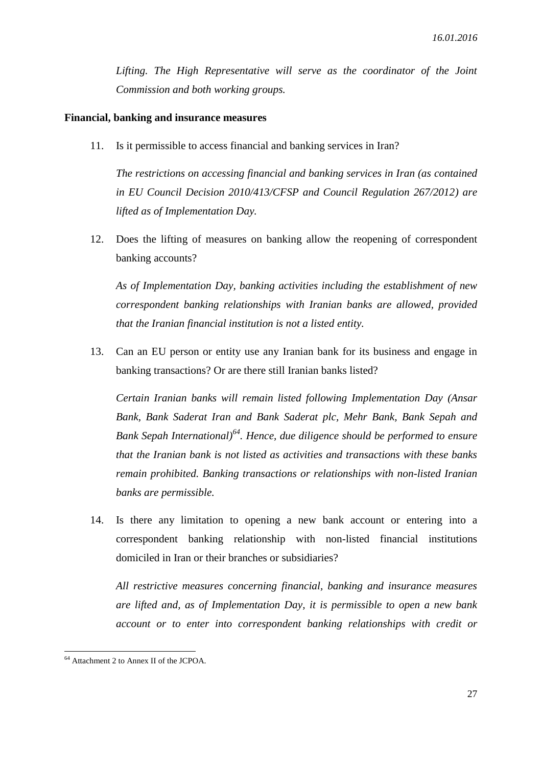*Lifting. The High Representative will serve as the coordinator of the Joint Commission and both working groups.*

**Financial, banking and insurance measures**

11. Is it permissible to access financial and banking services in Iran?

    *The restrictions on accessing financial and banking services in Iran (as contained in EU Council Decision 2010/413/CFSP and Council Regulation 267/2012) are lifted as of Implementation Day.*

12. Does the lifting of measures on banking allow the reopening of correspondent banking accounts?

    *As of Implementation Day, banking activities including the establishment of new correspondent banking relationships with Iranian banks are allowed, provided that the Iranian financial institution is not a listed entity.*

13. Can an EU person or entity use any Iranian bank for its business and engage in banking transactions? Or are there still Iranian banks listed?

    *Certain Iranian banks will remain listed following Implementation Day (Ansar Bank, Bank Saderat Iran and Bank Saderat plc, Mehr Bank, Bank Sepah and Bank Sepah International)[64]. Hence, due diligence should be performed to ensure that the Iranian bank is not listed as activities and transactions with these banks remain prohibited. Banking transactions or relationships with non-listed Iranian banks are permissible.*

14. Is there any limitation to opening a new bank account or entering into a correspondent banking relationship with non-listed financial institutions domiciled in Iran or their branches or subsidiaries?

    *All restrictive measures concerning financial, banking and insurance measures are lifted and, as of Implementation Day, it is permissible to open a new bank account or to enter into correspondent banking relationships with credit or*

---

[64] Attachment 2 to Annex II of the JCPOA.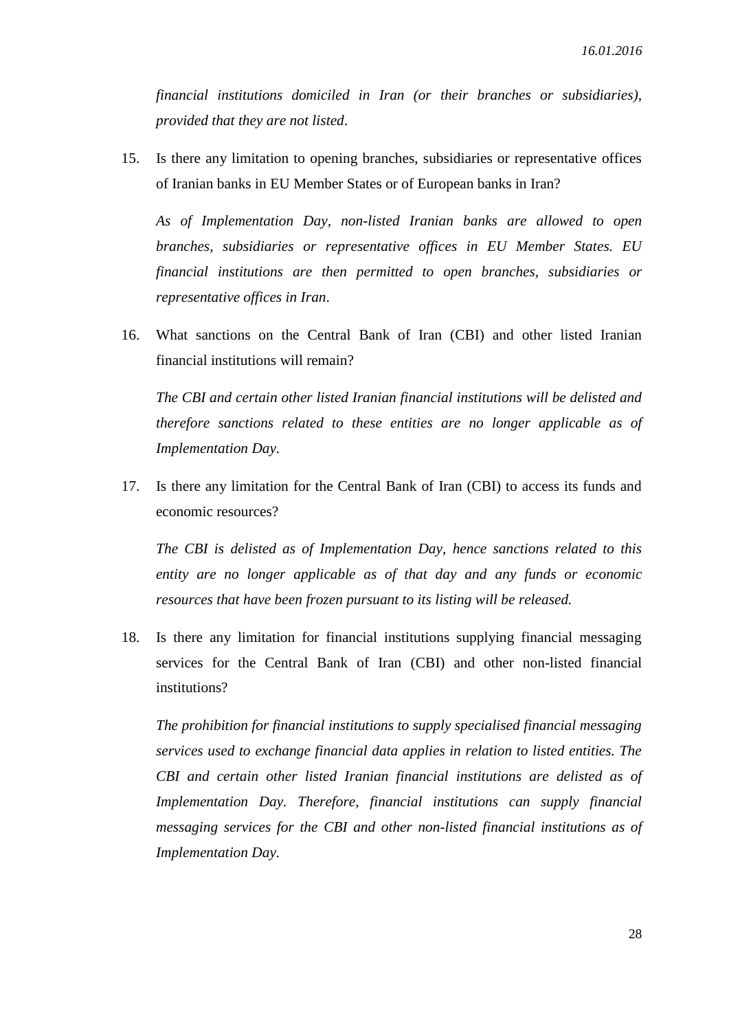*financial institutions domiciled in Iran (or their branches or subsidiaries), provided that they are not listed*.

15. Is there any limitation to opening branches, subsidiaries or representative offices of Iranian banks in EU Member States or of European banks in Iran?

    *As of Implementation Day, non-listed Iranian banks are allowed to open branches, subsidiaries or representative offices in EU Member States. EU financial institutions are then permitted to open branches, subsidiaries or representative offices in Iran*.

16. What sanctions on the Central Bank of Iran (CBI) and other listed Iranian financial institutions will remain?

    *The CBI and certain other listed Iranian financial institutions will be delisted and therefore sanctions related to these entities are no longer applicable as of Implementation Day.*

17. Is there any limitation for the Central Bank of Iran (CBI) to access its funds and economic resources?

    *The CBI is delisted as of Implementation Day, hence sanctions related to this entity are no longer applicable as of that day and any funds or economic resources that have been frozen pursuant to its listing will be released.*

18. Is there any limitation for financial institutions supplying financial messaging services for the Central Bank of Iran (CBI) and other non-listed financial institutions?

    *The prohibition for financial institutions to supply specialised financial messaging services used to exchange financial data applies in relation to listed entities. The CBI and certain other listed Iranian financial institutions are delisted as of Implementation Day. Therefore, financial institutions can supply financial messaging services for the CBI and other non-listed financial institutions as of Implementation Day.*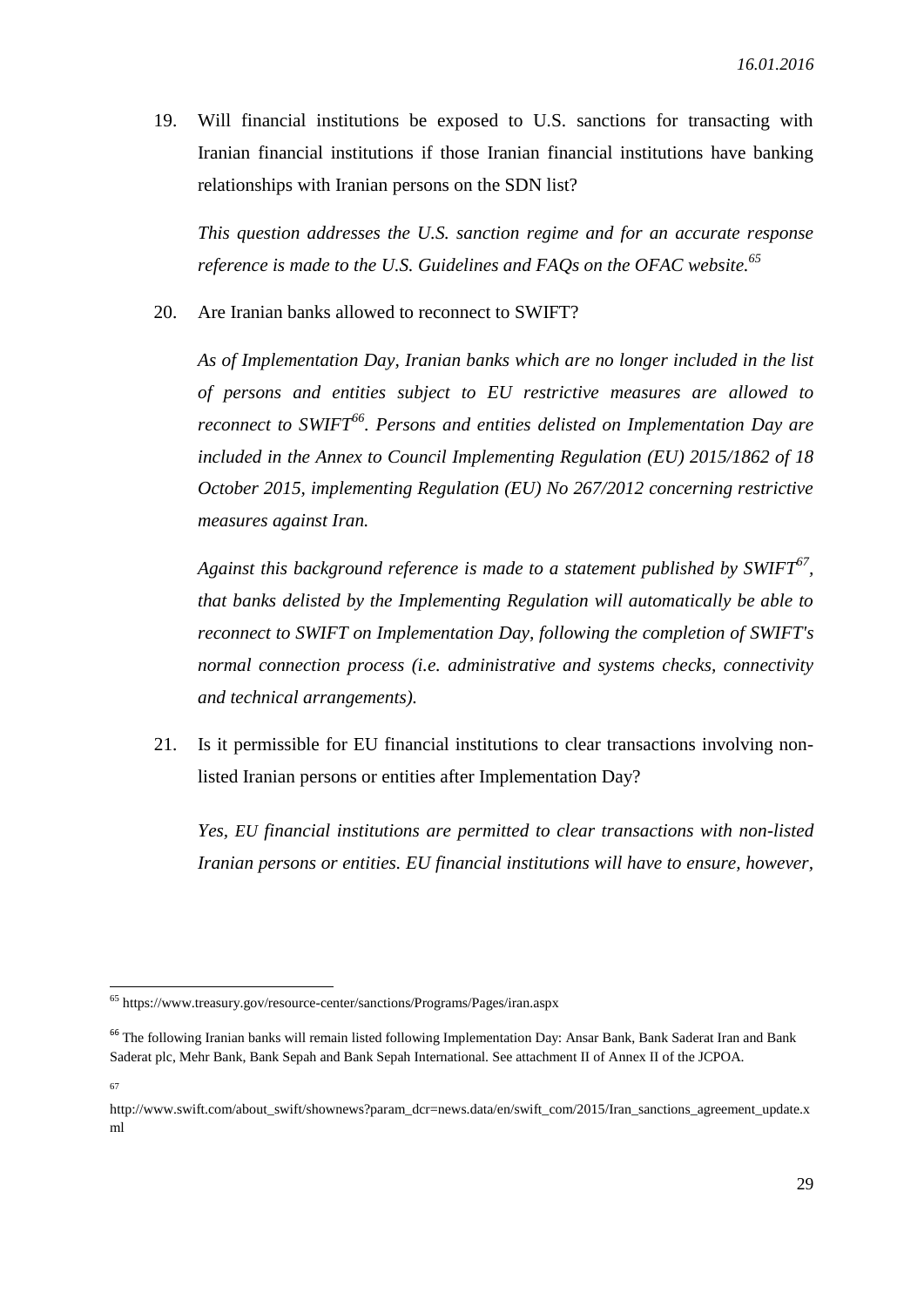19. Will financial institutions be exposed to U.S. sanctions for transacting with Iranian financial institutions if those Iranian financial institutions have banking relationships with Iranian persons on the SDN list?

    *This question addresses the U.S. sanction regime and for an accurate response reference is made to the U.S. Guidelines and FAQs on the OFAC website.*[65]

20. Are Iranian banks allowed to reconnect to SWIFT?

    *As of Implementation Day, Iranian banks which are no longer included in the list of persons and entities subject to EU restrictive measures are allowed to reconnect to SWIFT*[66]*. Persons and entities delisted on Implementation Day are included in the Annex to Council Implementing Regulation (EU) 2015/1862 of 18 October 2015, implementing Regulation (EU) No 267/2012 concerning restrictive measures against Iran.*

    *Against this background reference is made to a statement published by SWIFT*[67]*, that banks delisted by the Implementing Regulation will automatically be able to reconnect to SWIFT on Implementation Day, following the completion of SWIFT's normal connection process (i.e. administrative and systems checks, connectivity and technical arrangements).*

21. Is it permissible for EU financial institutions to clear transactions involving non-listed Iranian persons or entities after Implementation Day?

    *Yes, EU financial institutions are permitted to clear transactions with non-listed Iranian persons or entities. EU financial institutions will have to ensure, however,*

---

[65] https://www.treasury.gov/resource-center/sanctions/Programs/Pages/iran.aspx

[66] The following Iranian banks will remain listed following Implementation Day: Ansar Bank, Bank Saderat Iran and Bank Saderat plc, Mehr Bank, Bank Sepah and Bank Sepah International. See attachment II of Annex II of the JCPOA.

[67] http://www.swift.com/about_swift/shownews?param_dcr=news.data/en/swift_com/2015/Iran_sanctions_agreement_update.xml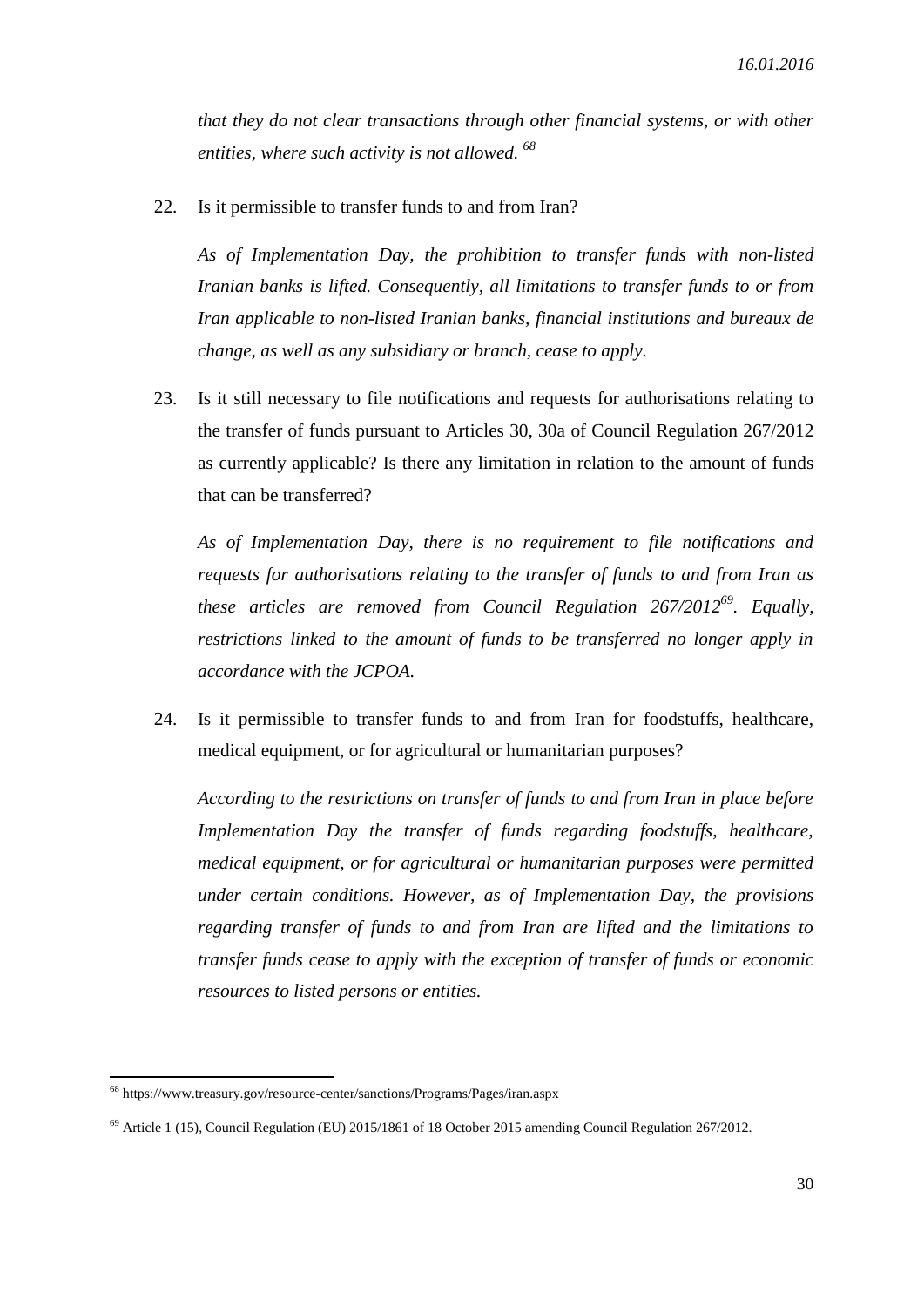*that they do not clear transactions through other financial systems, or with other entities, where such activity is not allowed.* [68]

22. Is it permissible to transfer funds to and from Iran?

    *As of Implementation Day, the prohibition to transfer funds with non-listed Iranian banks is lifted. Consequently, all limitations to transfer funds to or from Iran applicable to non-listed Iranian banks, financial institutions and bureaux de change, as well as any subsidiary or branch, cease to apply.*

23. Is it still necessary to file notifications and requests for authorisations relating to the transfer of funds pursuant to Articles 30, 30a of Council Regulation 267/2012 as currently applicable? Is there any limitation in relation to the amount of funds that can be transferred?

    *As of Implementation Day, there is no requirement to file notifications and requests for authorisations relating to the transfer of funds to and from Iran as these articles are removed from Council Regulation 267/2012*[69]*. Equally, restrictions linked to the amount of funds to be transferred no longer apply in accordance with the JCPOA.*

24. Is it permissible to transfer funds to and from Iran for foodstuffs, healthcare, medical equipment, or for agricultural or humanitarian purposes?

    *According to the restrictions on transfer of funds to and from Iran in place before Implementation Day the transfer of funds regarding foodstuffs, healthcare, medical equipment, or for agricultural or humanitarian purposes were permitted under certain conditions. However, as of Implementation Day, the provisions regarding transfer of funds to and from Iran are lifted and the limitations to transfer funds cease to apply with the exception of transfer of funds or economic resources to listed persons or entities.*

---

[68] https://www.treasury.gov/resource-center/sanctions/Programs/Pages/iran.aspx

[69] Article 1 (15), Council Regulation (EU) 2015/1861 of 18 October 2015 amending Council Regulation 267/2012.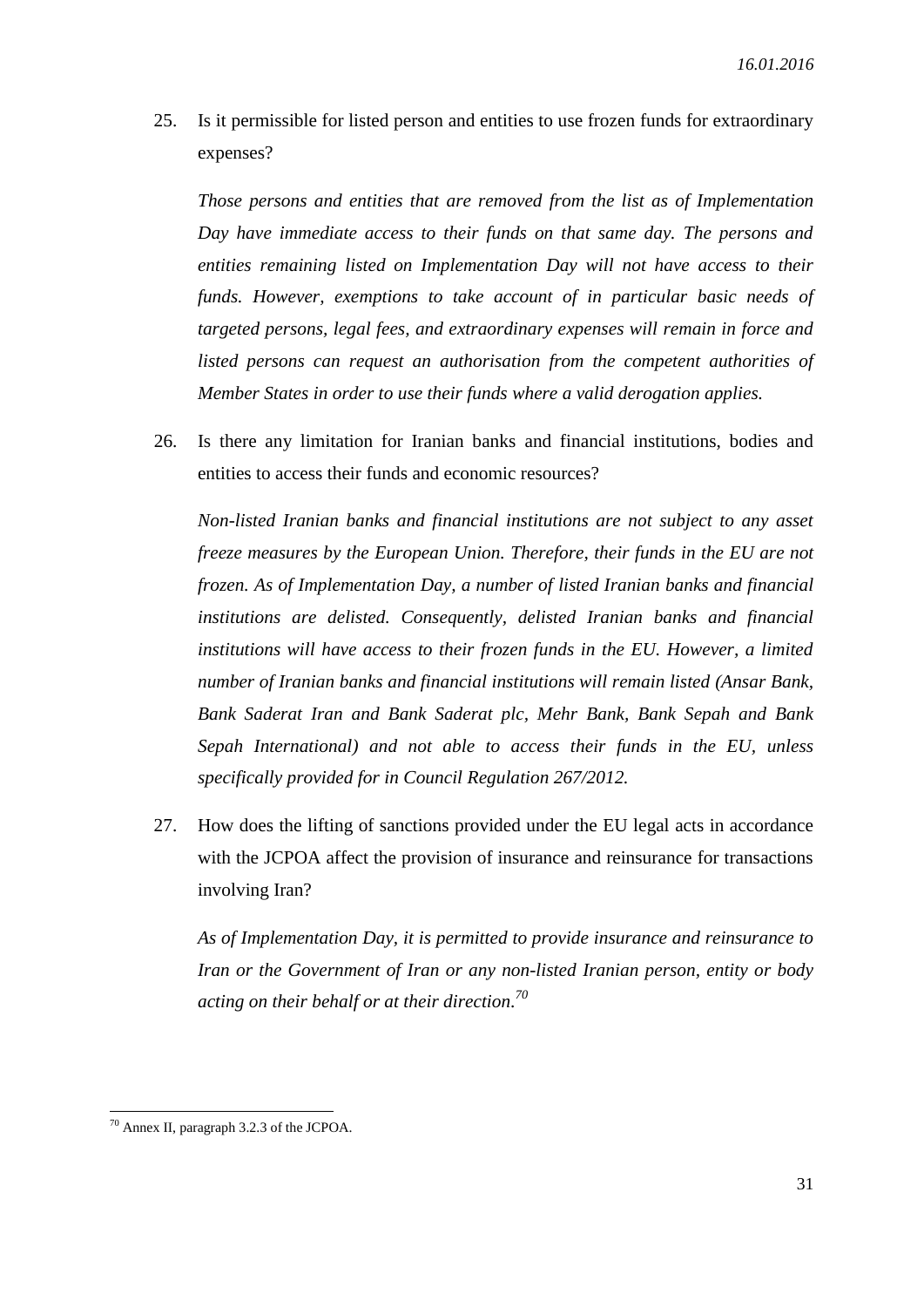25. Is it permissible for listed person and entities to use frozen funds for extraordinary expenses?

 *Those persons and entities that are removed from the list as of Implementation Day have immediate access to their funds on that same day. The persons and entities remaining listed on Implementation Day will not have access to their funds. However, exemptions to take account of in particular basic needs of targeted persons, legal fees, and extraordinary expenses will remain in force and listed persons can request an authorisation from the competent authorities of Member States in order to use their funds where a valid derogation applies.*

26. Is there any limitation for Iranian banks and financial institutions, bodies and entities to access their funds and economic resources?

 *Non-listed Iranian banks and financial institutions are not subject to any asset freeze measures by the European Union. Therefore, their funds in the EU are not frozen. As of Implementation Day, a number of listed Iranian banks and financial institutions are delisted. Consequently, delisted Iranian banks and financial institutions will have access to their frozen funds in the EU. However, a limited number of Iranian banks and financial institutions will remain listed (Ansar Bank, Bank Saderat Iran and Bank Saderat plc, Mehr Bank, Bank Sepah and Bank Sepah International) and not able to access their funds in the EU, unless specifically provided for in Council Regulation 267/2012.*

27. How does the lifting of sanctions provided under the EU legal acts in accordance with the JCPOA affect the provision of insurance and reinsurance for transactions involving Iran?

 *As of Implementation Day, it is permitted to provide insurance and reinsurance to Iran or the Government of Iran or any non-listed Iranian person, entity or body acting on their behalf or at their direction.*[70]

---

[70] Annex II, paragraph 3.2.3 of the JCPOA.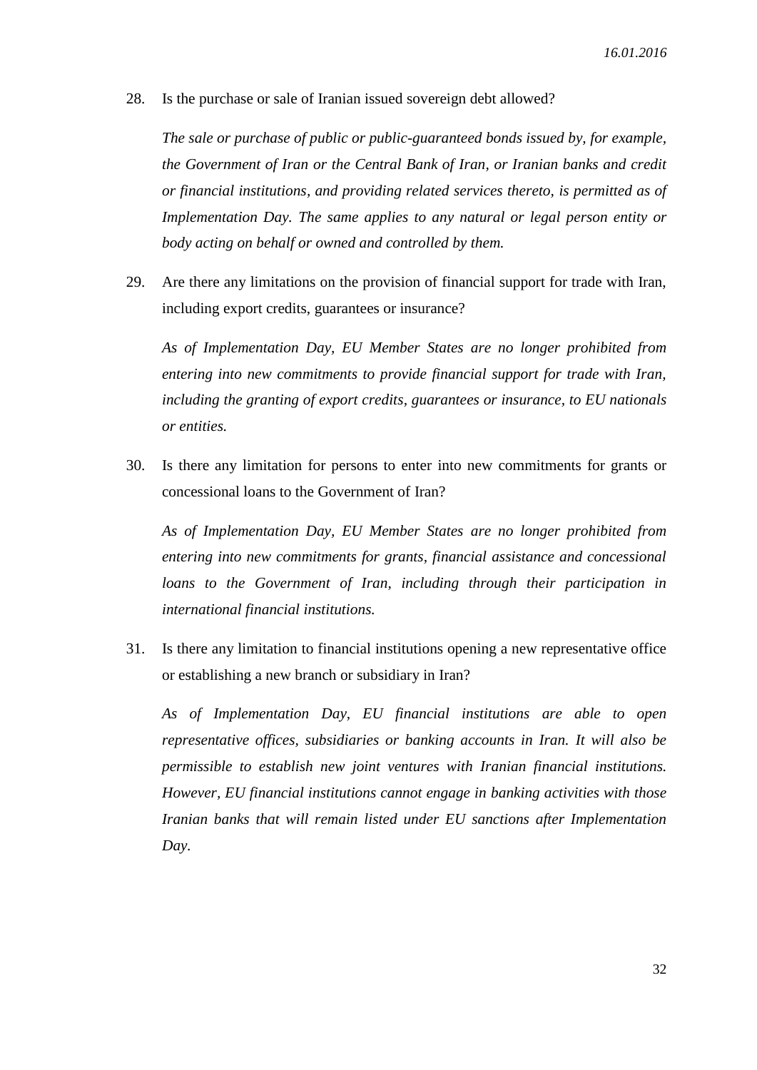28. Is the purchase or sale of Iranian issued sovereign debt allowed?

    *The sale or purchase of public or public-guaranteed bonds issued by, for example, the Government of Iran or the Central Bank of Iran, or Iranian banks and credit or financial institutions, and providing related services thereto, is permitted as of Implementation Day. The same applies to any natural or legal person entity or body acting on behalf or owned and controlled by them.*

29. Are there any limitations on the provision of financial support for trade with Iran, including export credits, guarantees or insurance?

    *As of Implementation Day, EU Member States are no longer prohibited from entering into new commitments to provide financial support for trade with Iran, including the granting of export credits, guarantees or insurance, to EU nationals or entities.*

30. Is there any limitation for persons to enter into new commitments for grants or concessional loans to the Government of Iran?

    *As of Implementation Day, EU Member States are no longer prohibited from entering into new commitments for grants, financial assistance and concessional loans to the Government of Iran, including through their participation in international financial institutions.*

31. Is there any limitation to financial institutions opening a new representative office or establishing a new branch or subsidiary in Iran?

    *As of Implementation Day, EU financial institutions are able to open representative offices, subsidiaries or banking accounts in Iran. It will also be permissible to establish new joint ventures with Iranian financial institutions. However, EU financial institutions cannot engage in banking activities with those Iranian banks that will remain listed under EU sanctions after Implementation Day.*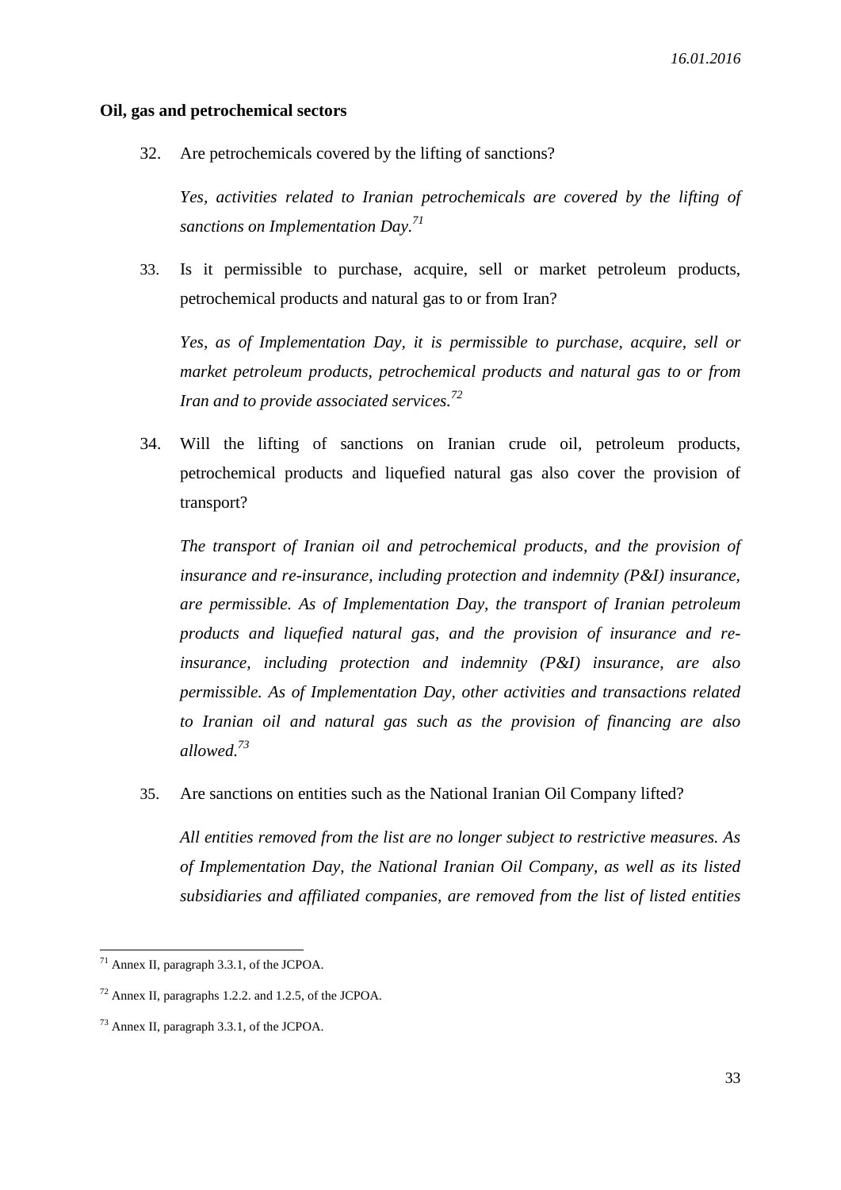**Oil, gas and petrochemical sectors**

32. Are petrochemicals covered by the lifting of sanctions?

    *Yes, activities related to Iranian petrochemicals are covered by the lifting of sanctions on Implementation Day.*[71]

33. Is it permissible to purchase, acquire, sell or market petroleum products, petrochemical products and natural gas to or from Iran?

    *Yes, as of Implementation Day, it is permissible to purchase, acquire, sell or market petroleum products, petrochemical products and natural gas to or from Iran and to provide associated services.*[72]

34. Will the lifting of sanctions on Iranian crude oil, petroleum products, petrochemical products and liquefied natural gas also cover the provision of transport?

    *The transport of Iranian oil and petrochemical products, and the provision of insurance and re-insurance, including protection and indemnity (P&I) insurance, are permissible. As of Implementation Day, the transport of Iranian petroleum products and liquefied natural gas, and the provision of insurance and re-insurance, including protection and indemnity (P&I) insurance, are also permissible. As of Implementation Day, other activities and transactions related to Iranian oil and natural gas such as the provision of financing are also allowed.*[73]

35. Are sanctions on entities such as the National Iranian Oil Company lifted?

    *All entities removed from the list are no longer subject to restrictive measures. As of Implementation Day, the National Iranian Oil Company, as well as its listed subsidiaries and affiliated companies, are removed from the list of listed entities*

---

[71] Annex II, paragraph 3.3.1, of the JCPOA.

[72] Annex II, paragraphs 1.2.2. and 1.2.5, of the JCPOA.

[73] Annex II, paragraph 3.3.1, of the JCPOA.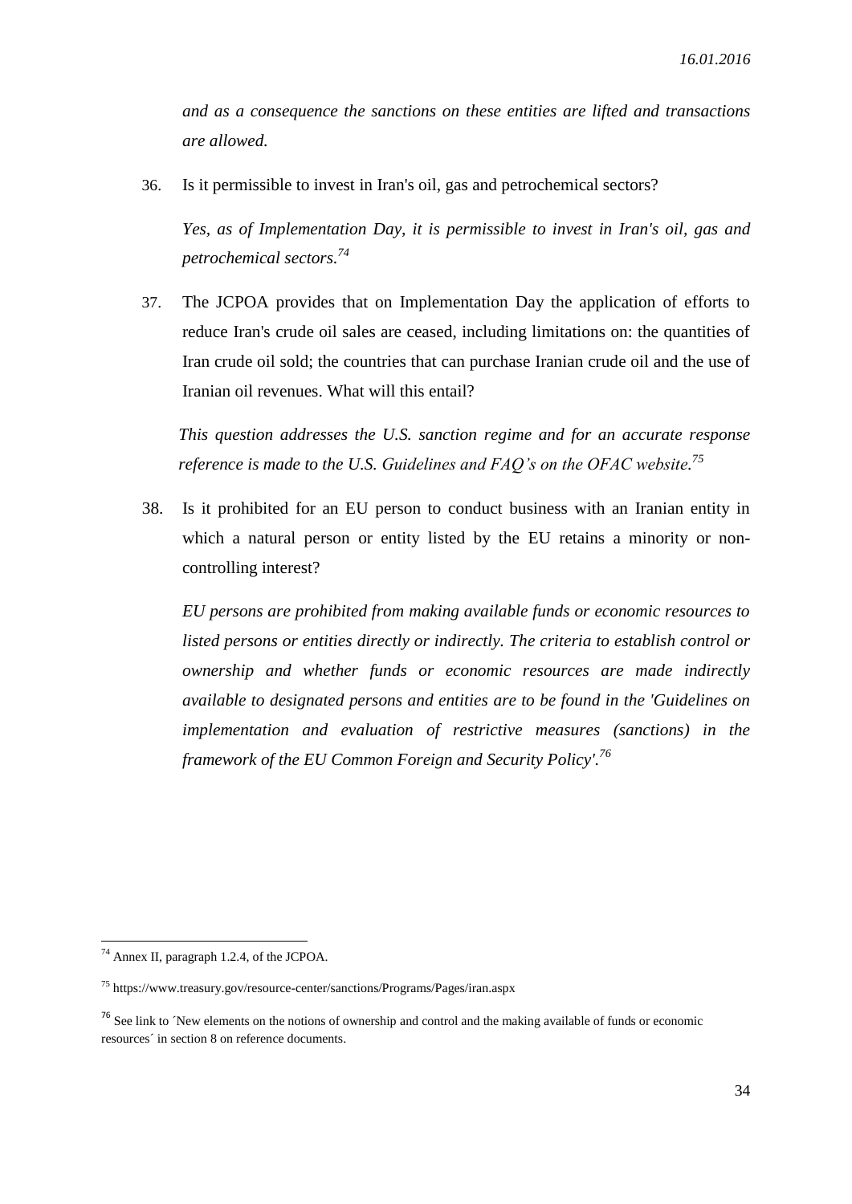*and as a consequence the sanctions on these entities are lifted and transactions are allowed.*

36. Is it permissible to invest in Iran's oil, gas and petrochemical sectors?

    *Yes, as of Implementation Day, it is permissible to invest in Iran's oil, gas and petrochemical sectors.*[74]

37. The JCPOA provides that on Implementation Day the application of efforts to reduce Iran's crude oil sales are ceased, including limitations on: the quantities of Iran crude oil sold; the countries that can purchase Iranian crude oil and the use of Iranian oil revenues. What will this entail?

    *This question addresses the U.S. sanction regime and for an accurate response reference is made to the U.S. Guidelines and FAQ's on the OFAC website.*[75]

38. Is it prohibited for an EU person to conduct business with an Iranian entity in which a natural person or entity listed by the EU retains a minority or non-controlling interest?

    *EU persons are prohibited from making available funds or economic resources to listed persons or entities directly or indirectly. The criteria to establish control or ownership and whether funds or economic resources are made indirectly available to designated persons and entities are to be found in the 'Guidelines on implementation and evaluation of restrictive measures (sanctions) in the framework of the EU Common Foreign and Security Policy'.*[76]

---

[74] Annex II, paragraph 1.2.4, of the JCPOA.

[75] https://www.treasury.gov/resource-center/sanctions/Programs/Pages/iran.aspx

[76] See link to ´New elements on the notions of ownership and control and the making available of funds or economic resources´ in section 8 on reference documents.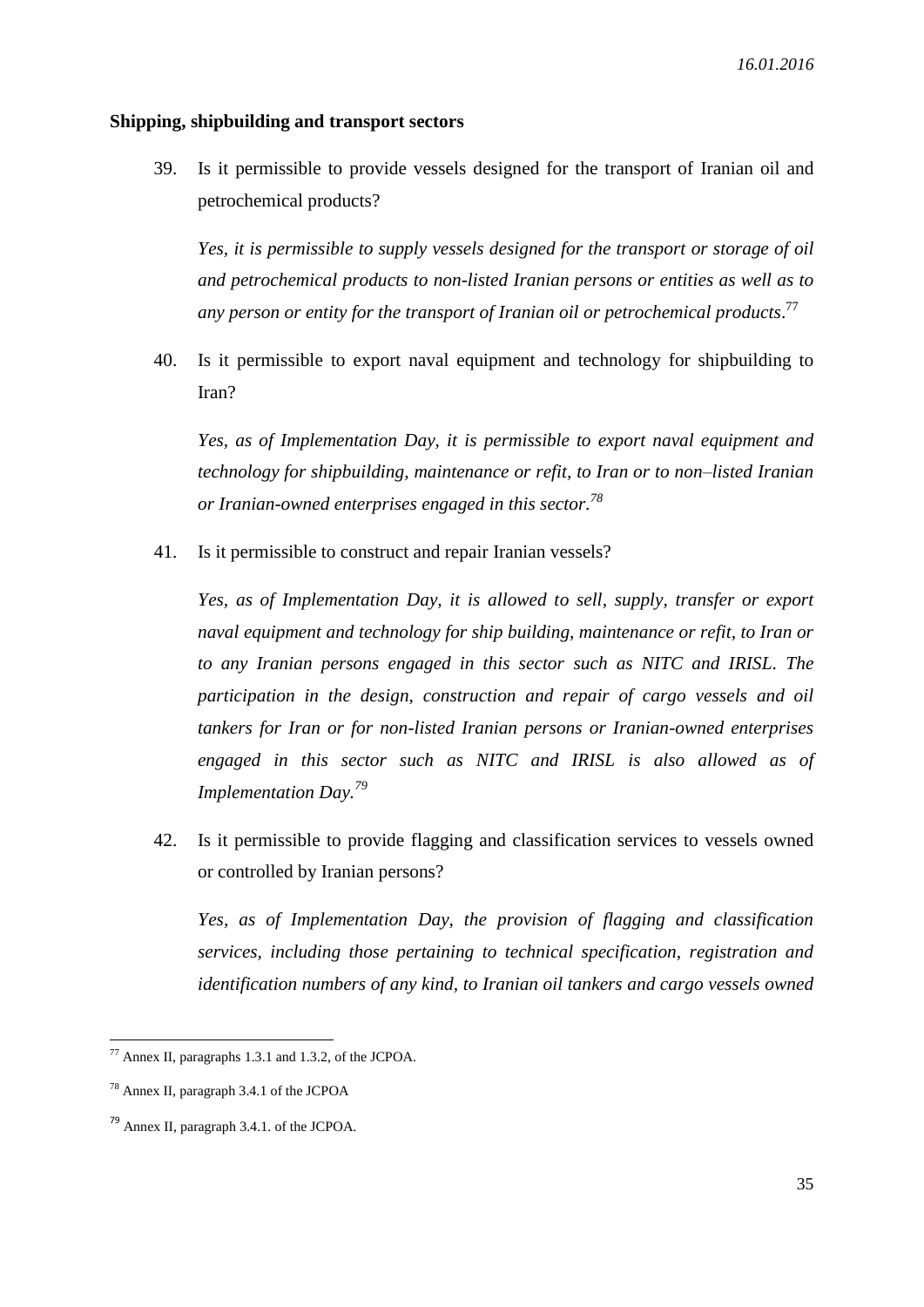**Shipping, shipbuilding and transport sectors**

39. Is it permissible to provide vessels designed for the transport of Iranian oil and petrochemical products?

    *Yes, it is permissible to supply vessels designed for the transport or storage of oil and petrochemical products to non-listed Iranian persons or entities as well as to any person or entity for the transport of Iranian oil or petrochemical products*.[77]

40. Is it permissible to export naval equipment and technology for shipbuilding to Iran?

    *Yes, as of Implementation Day, it is permissible to export naval equipment and technology for shipbuilding, maintenance or refit, to Iran or to non–listed Iranian or Iranian-owned enterprises engaged in this sector.*[78]

41. Is it permissible to construct and repair Iranian vessels?

    *Yes, as of Implementation Day, it is allowed to sell, supply, transfer or export naval equipment and technology for ship building, maintenance or refit, to Iran or to any Iranian persons engaged in this sector such as NITC and IRISL. The participation in the design, construction and repair of cargo vessels and oil tankers for Iran or for non-listed Iranian persons or Iranian-owned enterprises engaged in this sector such as NITC and IRISL is also allowed as of Implementation Day.*[79]

42. Is it permissible to provide flagging and classification services to vessels owned or controlled by Iranian persons?

    *Yes, as of Implementation Day, the provision of flagging and classification services, including those pertaining to technical specification, registration and identification numbers of any kind, to Iranian oil tankers and cargo vessels owned*

---

[77] Annex II, paragraphs 1.3.1 and 1.3.2, of the JCPOA.

[78] Annex II, paragraph 3.4.1 of the JCPOA

[79] Annex II, paragraph 3.4.1. of the JCPOA.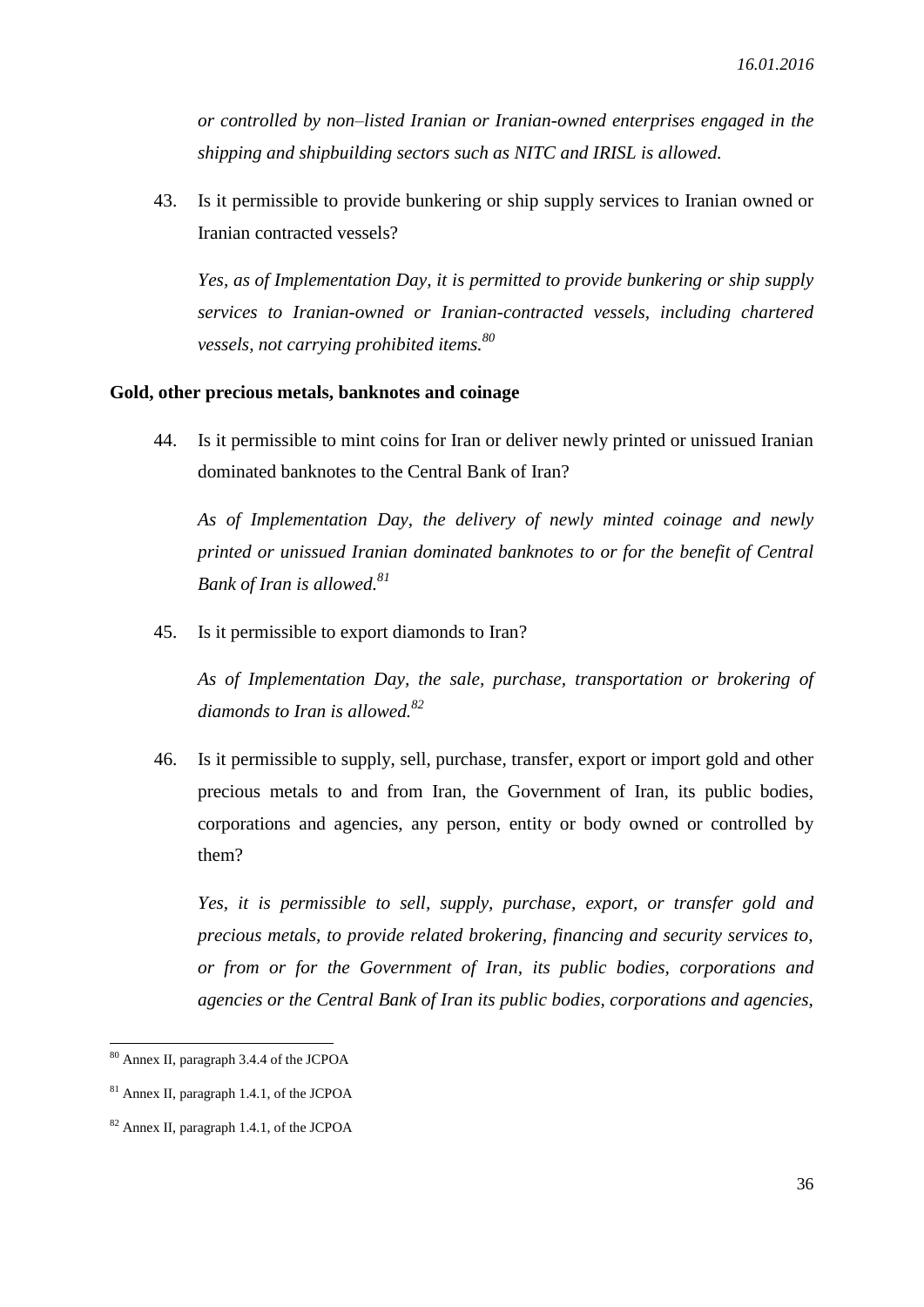*or controlled by non–listed Iranian or Iranian-owned enterprises engaged in the shipping and shipbuilding sectors such as NITC and IRISL is allowed.*

43. Is it permissible to provide bunkering or ship supply services to Iranian owned or Iranian contracted vessels?

    *Yes, as of Implementation Day, it is permitted to provide bunkering or ship supply services to Iranian-owned or Iranian-contracted vessels, including chartered vessels, not carrying prohibited items.*[80]

**Gold, other precious metals, banknotes and coinage**

44. Is it permissible to mint coins for Iran or deliver newly printed or unissued Iranian dominated banknotes to the Central Bank of Iran?

    *As of Implementation Day, the delivery of newly minted coinage and newly printed or unissued Iranian dominated banknotes to or for the benefit of Central Bank of Iran is allowed.*[81]

45. Is it permissible to export diamonds to Iran?

    *As of Implementation Day, the sale, purchase, transportation or brokering of diamonds to Iran is allowed.*[82]

46. Is it permissible to supply, sell, purchase, transfer, export or import gold and other precious metals to and from Iran, the Government of Iran, its public bodies, corporations and agencies, any person, entity or body owned or controlled by them?

    *Yes, it is permissible to sell, supply, purchase, export, or transfer gold and precious metals, to provide related brokering, financing and security services to, or from or for the Government of Iran, its public bodies, corporations and agencies or the Central Bank of Iran its public bodies, corporations and agencies,*

---

[80] Annex II, paragraph 3.4.4 of the JCPOA

[81] Annex II, paragraph 1.4.1, of the JCPOA

[82] Annex II, paragraph 1.4.1, of the JCPOA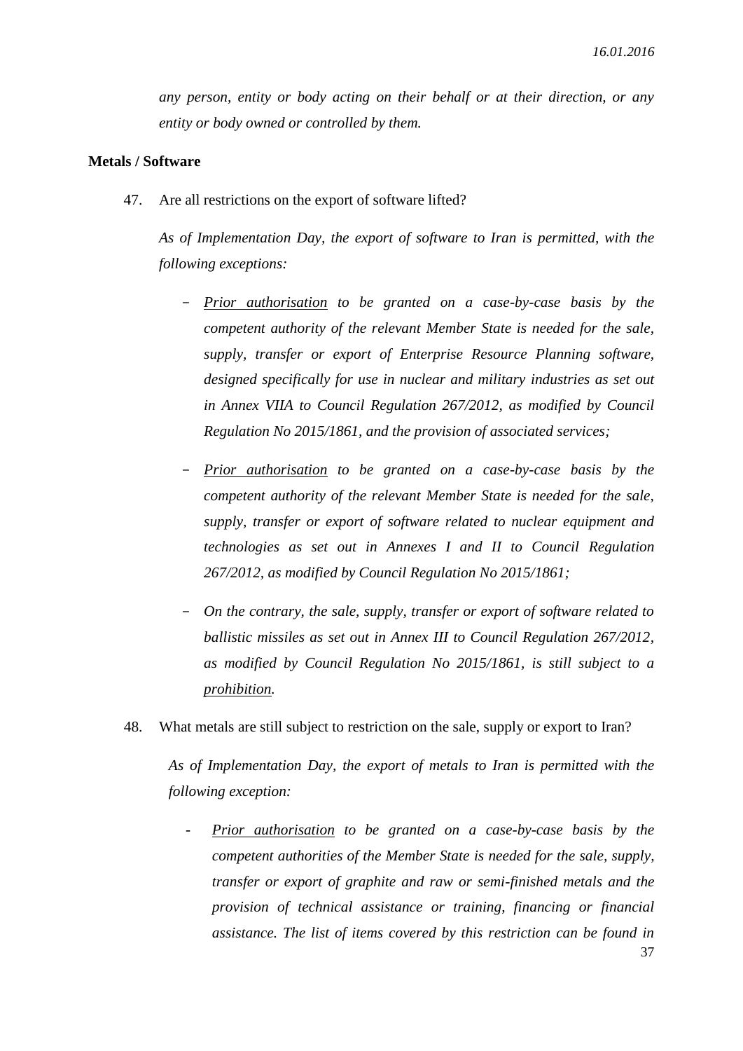*any person, entity or body acting on their behalf or at their direction, or any entity or body owned or controlled by them.*

**Metals / Software**

47. Are all restrictions on the export of software lifted?

    *As of Implementation Day, the export of software to Iran is permitted, with the following exceptions:*

    - *Prior authorisation to be granted on a case-by-case basis by the competent authority of the relevant Member State is needed for the sale, supply, transfer or export of Enterprise Resource Planning software, designed specifically for use in nuclear and military industries as set out in Annex VIIA to Council Regulation 267/2012, as modified by Council Regulation No 2015/1861, and the provision of associated services;*

    - *Prior authorisation to be granted on a case-by-case basis by the competent authority of the relevant Member State is needed for the sale, supply, transfer or export of software related to nuclear equipment and technologies as set out in Annexes I and II to Council Regulation 267/2012, as modified by Council Regulation No 2015/1861;*

    - *On the contrary, the sale, supply, transfer or export of software related to ballistic missiles as set out in Annex III to Council Regulation 267/2012, as modified by Council Regulation No 2015/1861, is still subject to a prohibition.*

48. What metals are still subject to restriction on the sale, supply or export to Iran?

    *As of Implementation Day, the export of metals to Iran is permitted with the following exception:*

    - *Prior authorisation to be granted on a case-by-case basis by the competent authorities of the Member State is needed for the sale, supply, transfer or export of graphite and raw or semi-finished metals and the provision of technical assistance or training, financing or financial assistance. The list of items covered by this restriction can be found in*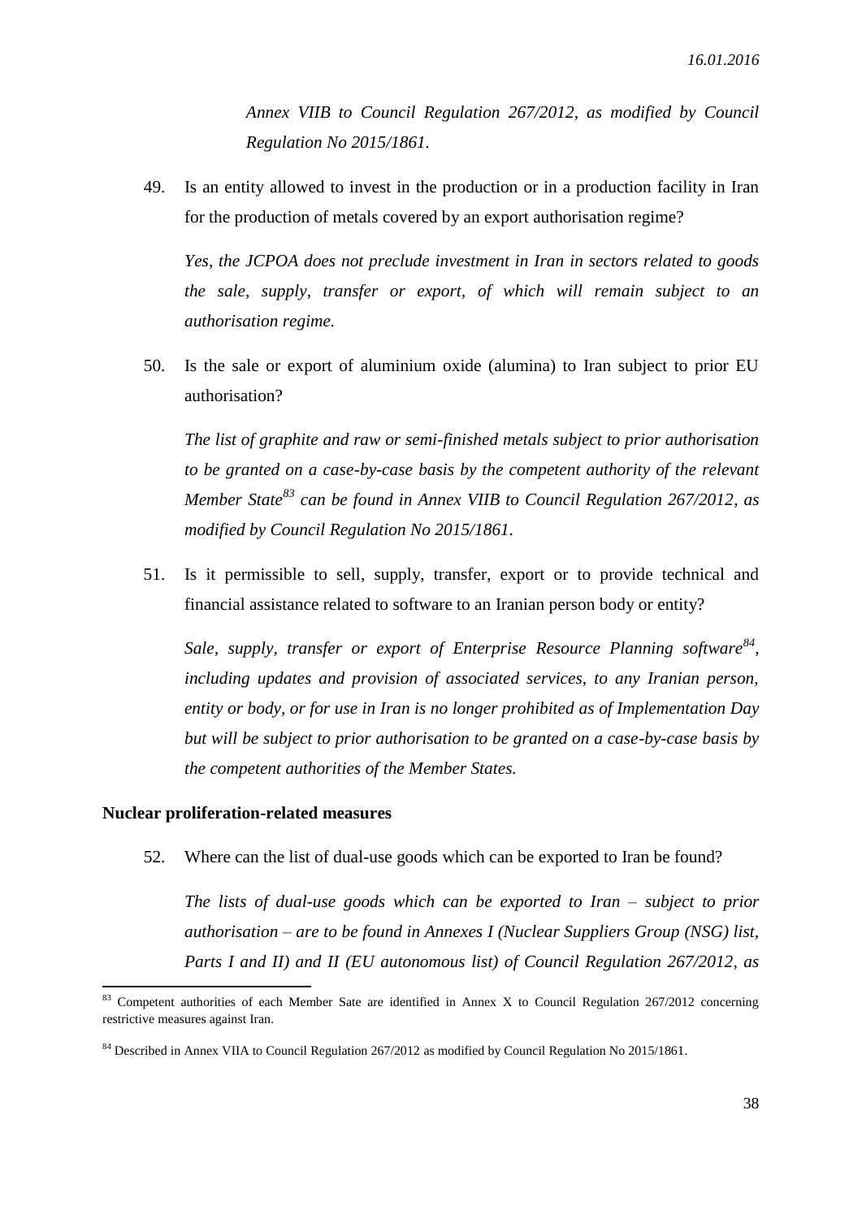*Annex VIIB to Council Regulation 267/2012, as modified by Council Regulation No 2015/1861.*

49. Is an entity allowed to invest in the production or in a production facility in Iran for the production of metals covered by an export authorisation regime?

    *Yes, the JCPOA does not preclude investment in Iran in sectors related to goods the sale, supply, transfer or export, of which will remain subject to an authorisation regime.*

50. Is the sale or export of aluminium oxide (alumina) to Iran subject to prior EU authorisation?

    *The list of graphite and raw or semi-finished metals subject to prior authorisation to be granted on a case-by-case basis by the competent authority of the relevant Member State[83] can be found in Annex VIIB to Council Regulation 267/2012, as modified by Council Regulation No 2015/1861.*

51. Is it permissible to sell, supply, transfer, export or to provide technical and financial assistance related to software to an Iranian person body or entity?

    *Sale, supply, transfer or export of Enterprise Resource Planning software[84], including updates and provision of associated services, to any Iranian person, entity or body, or for use in Iran is no longer prohibited as of Implementation Day but will be subject to prior authorisation to be granted on a case-by-case basis by the competent authorities of the Member States.*

**Nuclear proliferation-related measures**

52. Where can the list of dual-use goods which can be exported to Iran be found?

    *The lists of dual-use goods which can be exported to Iran – subject to prior authorisation – are to be found in Annexes I (Nuclear Suppliers Group (NSG) list, Parts I and II) and II (EU autonomous list) of Council Regulation 267/2012, as*

---

[83] Competent authorities of each Member Sate are identified in Annex X to Council Regulation 267/2012 concerning restrictive measures against Iran.

[84] Described in Annex VIIA to Council Regulation 267/2012 as modified by Council Regulation No 2015/1861.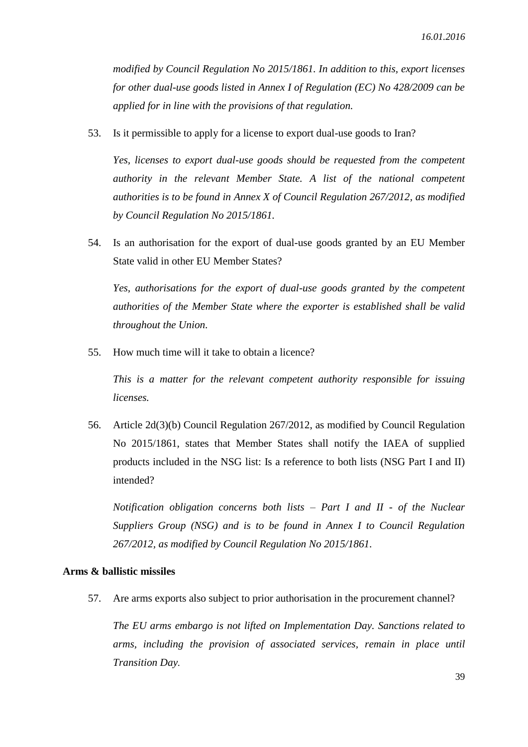*modified by Council Regulation No 2015/1861. In addition to this, export licenses for other dual-use goods listed in Annex I of Regulation (EC) No 428/2009 can be applied for in line with the provisions of that regulation.*

53. Is it permissible to apply for a license to export dual-use goods to Iran?

    *Yes, licenses to export dual-use goods should be requested from the competent authority in the relevant Member State. A list of the national competent authorities is to be found in Annex X of Council Regulation 267/2012, as modified by Council Regulation No 2015/1861.*

54. Is an authorisation for the export of dual-use goods granted by an EU Member State valid in other EU Member States?

    *Yes, authorisations for the export of dual-use goods granted by the competent authorities of the Member State where the exporter is established shall be valid throughout the Union.*

55. How much time will it take to obtain a licence?

    *This is a matter for the relevant competent authority responsible for issuing licenses.*

56. Article 2d(3)(b) Council Regulation 267/2012, as modified by Council Regulation No 2015/1861, states that Member States shall notify the IAEA of supplied products included in the NSG list: Is a reference to both lists (NSG Part I and II) intended?

    *Notification obligation concerns both lists – Part I and II - of the Nuclear Suppliers Group (NSG) and is to be found in Annex I to Council Regulation 267/2012, as modified by Council Regulation No 2015/1861.*

**Arms & ballistic missiles**

57. Are arms exports also subject to prior authorisation in the procurement channel?

    *The EU arms embargo is not lifted on Implementation Day. Sanctions related to arms, including the provision of associated services, remain in place until Transition Day.*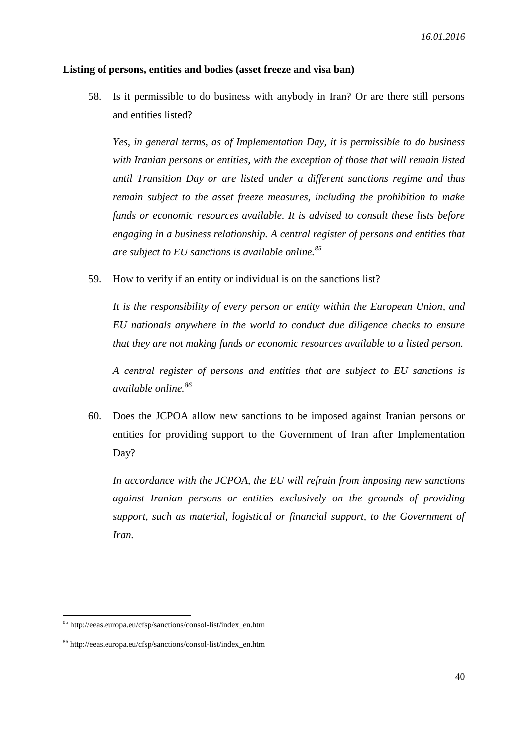**Listing of persons, entities and bodies (asset freeze and visa ban)**

58. Is it permissible to do business with anybody in Iran? Or are there still persons and entities listed?

    *Yes, in general terms, as of Implementation Day, it is permissible to do business with Iranian persons or entities, with the exception of those that will remain listed until Transition Day or are listed under a different sanctions regime and thus remain subject to the asset freeze measures, including the prohibition to make funds or economic resources available. It is advised to consult these lists before engaging in a business relationship. A central register of persons and entities that are subject to EU sanctions is available online.*[85]

59. How to verify if an entity or individual is on the sanctions list?

    *It is the responsibility of every person or entity within the European Union, and EU nationals anywhere in the world to conduct due diligence checks to ensure that they are not making funds or economic resources available to a listed person.*

    *A central register of persons and entities that are subject to EU sanctions is available online.*[86]

60. Does the JCPOA allow new sanctions to be imposed against Iranian persons or entities for providing support to the Government of Iran after Implementation Day?

    *In accordance with the JCPOA, the EU will refrain from imposing new sanctions against Iranian persons or entities exclusively on the grounds of providing support, such as material, logistical or financial support, to the Government of Iran.*

---

[85] http://eeas.europa.eu/cfsp/sanctions/consol-list/index_en.htm

[86] http://eeas.europa.eu/cfsp/sanctions/consol-list/index_en.htm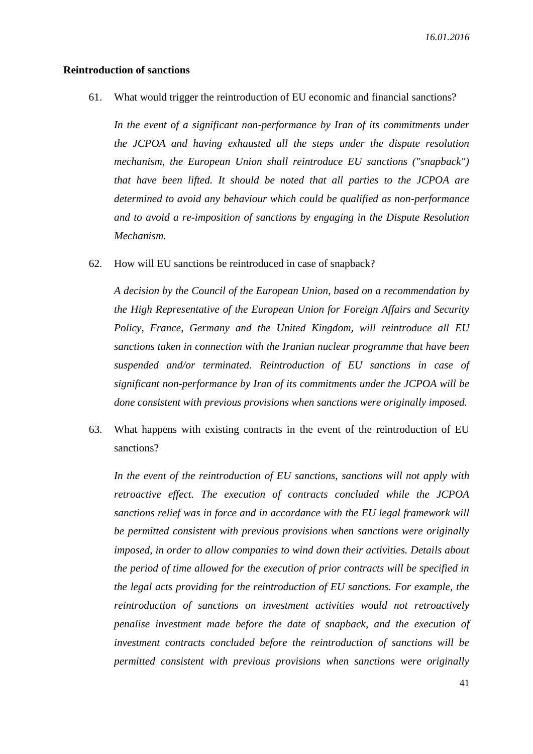**Reintroduction of sanctions**

61. What would trigger the reintroduction of EU economic and financial sanctions?

    *In the event of a significant non-performance by Iran of its commitments under the JCPOA and having exhausted all the steps under the dispute resolution mechanism, the European Union shall reintroduce EU sanctions ("snapback") that have been lifted. It should be noted that all parties to the JCPOA are determined to avoid any behaviour which could be qualified as non-performance and to avoid a re-imposition of sanctions by engaging in the Dispute Resolution Mechanism.*

62. How will EU sanctions be reintroduced in case of snapback?

    *A decision by the Council of the European Union, based on a recommendation by the High Representative of the European Union for Foreign Affairs and Security Policy, France, Germany and the United Kingdom, will reintroduce all EU sanctions taken in connection with the Iranian nuclear programme that have been suspended and/or terminated. Reintroduction of EU sanctions in case of significant non-performance by Iran of its commitments under the JCPOA will be done consistent with previous provisions when sanctions were originally imposed.*

63. What happens with existing contracts in the event of the reintroduction of EU sanctions?

    *In the event of the reintroduction of EU sanctions, sanctions will not apply with retroactive effect. The execution of contracts concluded while the JCPOA sanctions relief was in force and in accordance with the EU legal framework will be permitted consistent with previous provisions when sanctions were originally imposed, in order to allow companies to wind down their activities. Details about the period of time allowed for the execution of prior contracts will be specified in the legal acts providing for the reintroduction of EU sanctions. For example, the reintroduction of sanctions on investment activities would not retroactively penalise investment made before the date of snapback, and the execution of investment contracts concluded before the reintroduction of sanctions will be permitted consistent with previous provisions when sanctions were originally*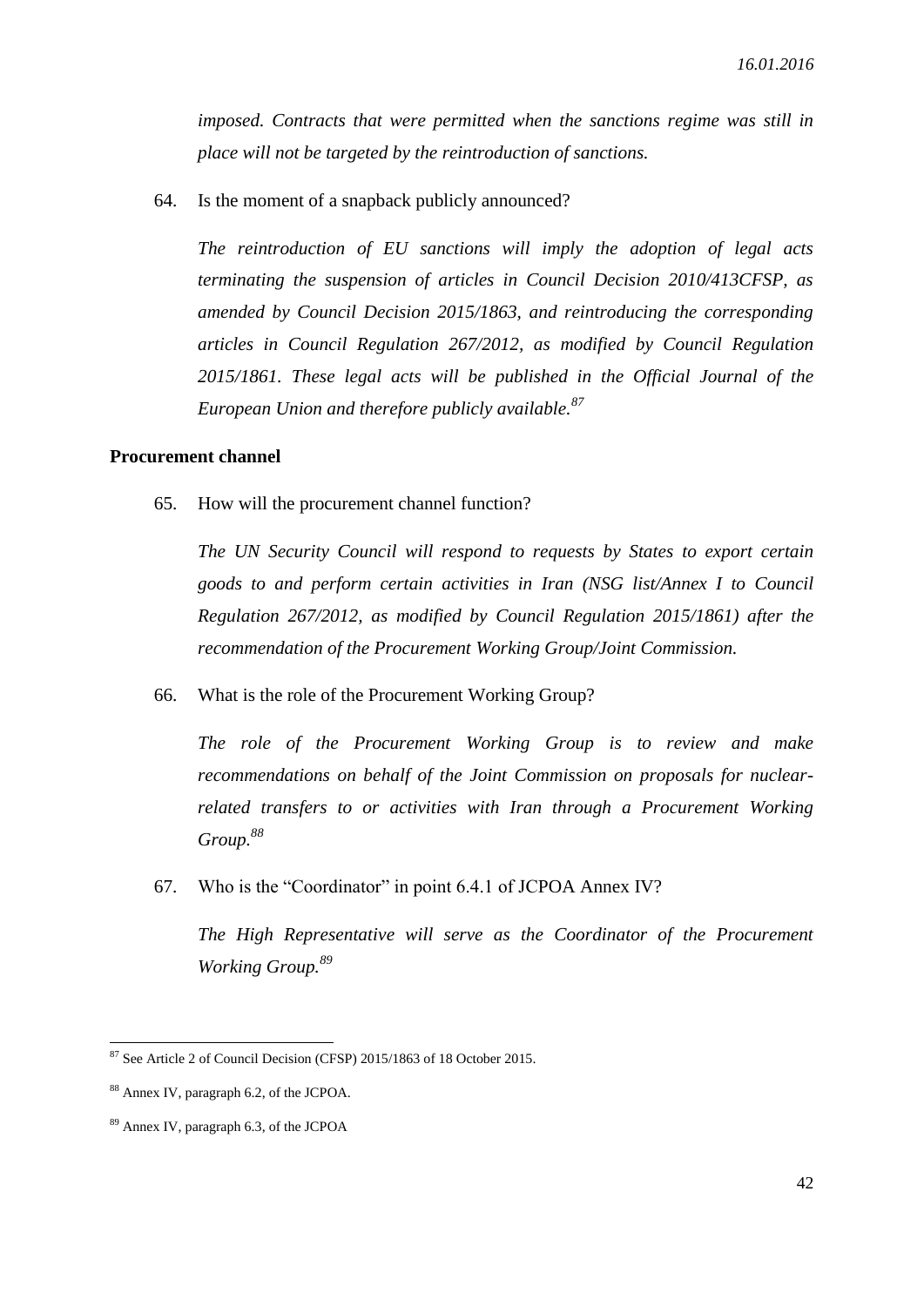*imposed. Contracts that were permitted when the sanctions regime was still in place will not be targeted by the reintroduction of sanctions.*

64. Is the moment of a snapback publicly announced?

    *The reintroduction of EU sanctions will imply the adoption of legal acts terminating the suspension of articles in Council Decision 2010/413CFSP, as amended by Council Decision 2015/1863, and reintroducing the corresponding articles in Council Regulation 267/2012, as modified by Council Regulation 2015/1861. These legal acts will be published in the Official Journal of the European Union and therefore publicly available.*[87]

**Procurement channel**

65. How will the procurement channel function?

    *The UN Security Council will respond to requests by States to export certain goods to and perform certain activities in Iran (NSG list/Annex I to Council Regulation 267/2012, as modified by Council Regulation 2015/1861) after the recommendation of the Procurement Working Group/Joint Commission.*

66. What is the role of the Procurement Working Group?

    *The role of the Procurement Working Group is to review and make recommendations on behalf of the Joint Commission on proposals for nuclear-related transfers to or activities with Iran through a Procurement Working Group.*[88]

67. Who is the "Coordinator" in point 6.4.1 of JCPOA Annex IV?

    *The High Representative will serve as the Coordinator of the Procurement Working Group.*[89]

---

[87] See Article 2 of Council Decision (CFSP) 2015/1863 of 18 October 2015.

[88] Annex IV, paragraph 6.2, of the JCPOA.

[89] Annex IV, paragraph 6.3, of the JCPOA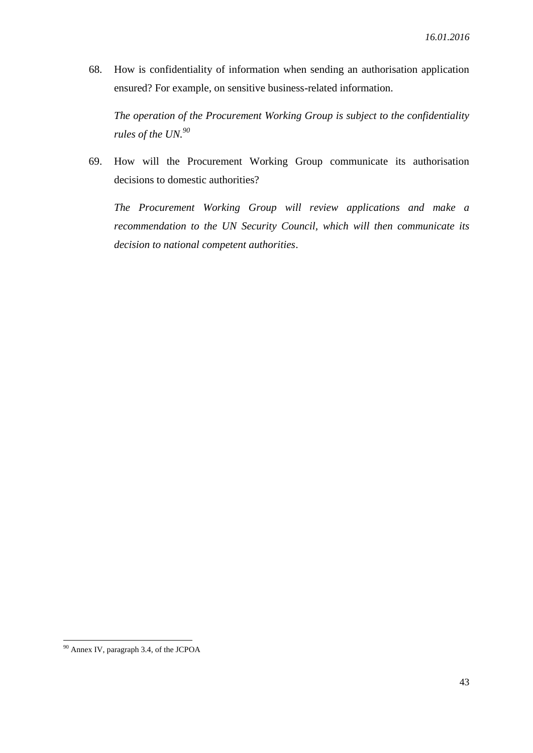68. How is confidentiality of information when sending an authorisation application ensured? For example, on sensitive business-related information.

    *The operation of the Procurement Working Group is subject to the confidentiality rules of the UN.*[90]

69. How will the Procurement Working Group communicate its authorisation decisions to domestic authorities?

    *The Procurement Working Group will review applications and make a recommendation to the UN Security Council, which will then communicate its decision to national competent authorities*.

---

[90] Annex IV, paragraph 3.4, of the JCPOA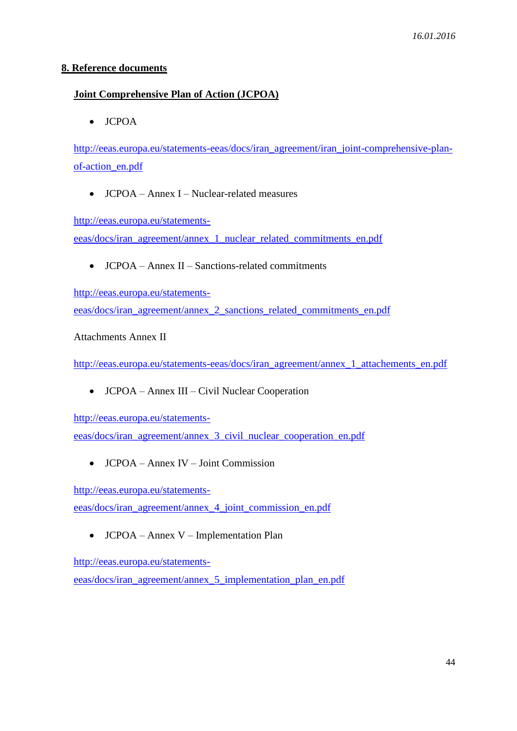## 8. Reference documents

### Joint Comprehensive Plan of Action (JCPOA)

- JCPOA

http://eeas.europa.eu/statements-eeas/docs/iran_agreement/iran_joint-comprehensive-plan-of-action_en.pdf

- JCPOA – Annex I – Nuclear-related measures

http://eeas.europa.eu/statements-eeas/docs/iran_agreement/annex_1_nuclear_related_commitments_en.pdf

- JCPOA – Annex II – Sanctions-related commitments

http://eeas.europa.eu/statements-eeas/docs/iran_agreement/annex_2_sanctions_related_commitments_en.pdf

Attachments Annex II

http://eeas.europa.eu/statements-eeas/docs/iran_agreement/annex_1_attachements_en.pdf

- JCPOA – Annex III – Civil Nuclear Cooperation

http://eeas.europa.eu/statements-eeas/docs/iran_agreement/annex_3_civil_nuclear_cooperation_en.pdf

- JCPOA – Annex IV – Joint Commission

http://eeas.europa.eu/statements-eeas/docs/iran_agreement/annex_4_joint_commission_en.pdf

- JCPOA – Annex V – Implementation Plan

http://eeas.europa.eu/statements-eeas/docs/iran_agreement/annex_5_implementation_plan_en.pdf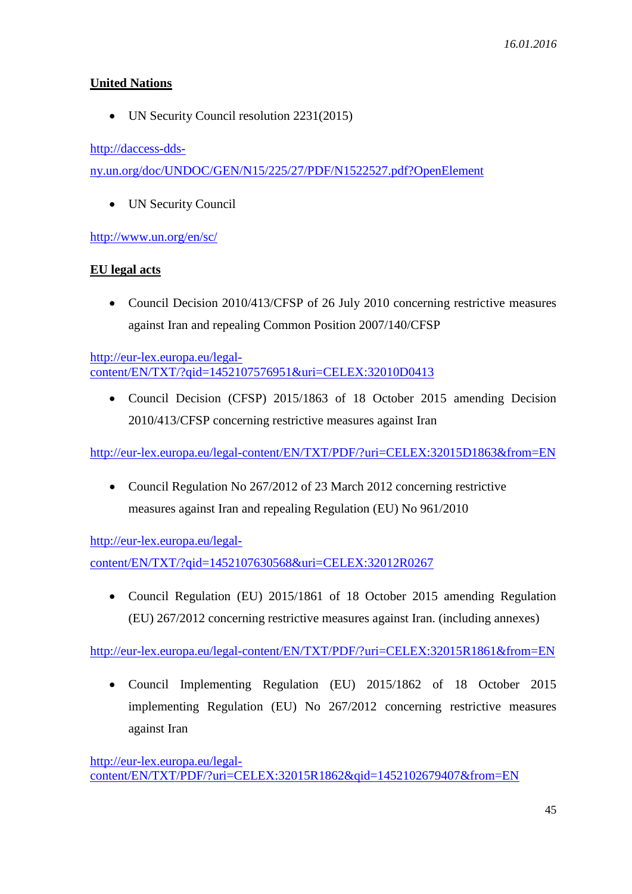**United Nations**

- UN Security Council resolution 2231(2015)

http://daccess-dds-ny.un.org/doc/UNDOC/GEN/N15/225/27/PDF/N1522527.pdf?OpenElement

- UN Security Council

http://www.un.org/en/sc/

**EU legal acts**

- Council Decision 2010/413/CFSP of 26 July 2010 concerning restrictive measures against Iran and repealing Common Position 2007/140/CFSP

http://eur-lex.europa.eu/legal-content/EN/TXT/?qid=1452107576951&uri=CELEX:32010D0413

- Council Decision (CFSP) 2015/1863 of 18 October 2015 amending Decision 2010/413/CFSP concerning restrictive measures against Iran

http://eur-lex.europa.eu/legal-content/EN/TXT/PDF/?uri=CELEX:32015D1863&from=EN

- Council Regulation No 267/2012 of 23 March 2012 concerning restrictive measures against Iran and repealing Regulation (EU) No 961/2010

http://eur-lex.europa.eu/legal-content/EN/TXT/?qid=1452107630568&uri=CELEX:32012R0267

- Council Regulation (EU) 2015/1861 of 18 October 2015 amending Regulation (EU) 267/2012 concerning restrictive measures against Iran. (including annexes)

http://eur-lex.europa.eu/legal-content/EN/TXT/PDF/?uri=CELEX:32015R1861&from=EN

- Council Implementing Regulation (EU) 2015/1862 of 18 October 2015 implementing Regulation (EU) No 267/2012 concerning restrictive measures against Iran

http://eur-lex.europa.eu/legal-content/EN/TXT/PDF/?uri=CELEX:32015R1862&qid=1452102679407&from=EN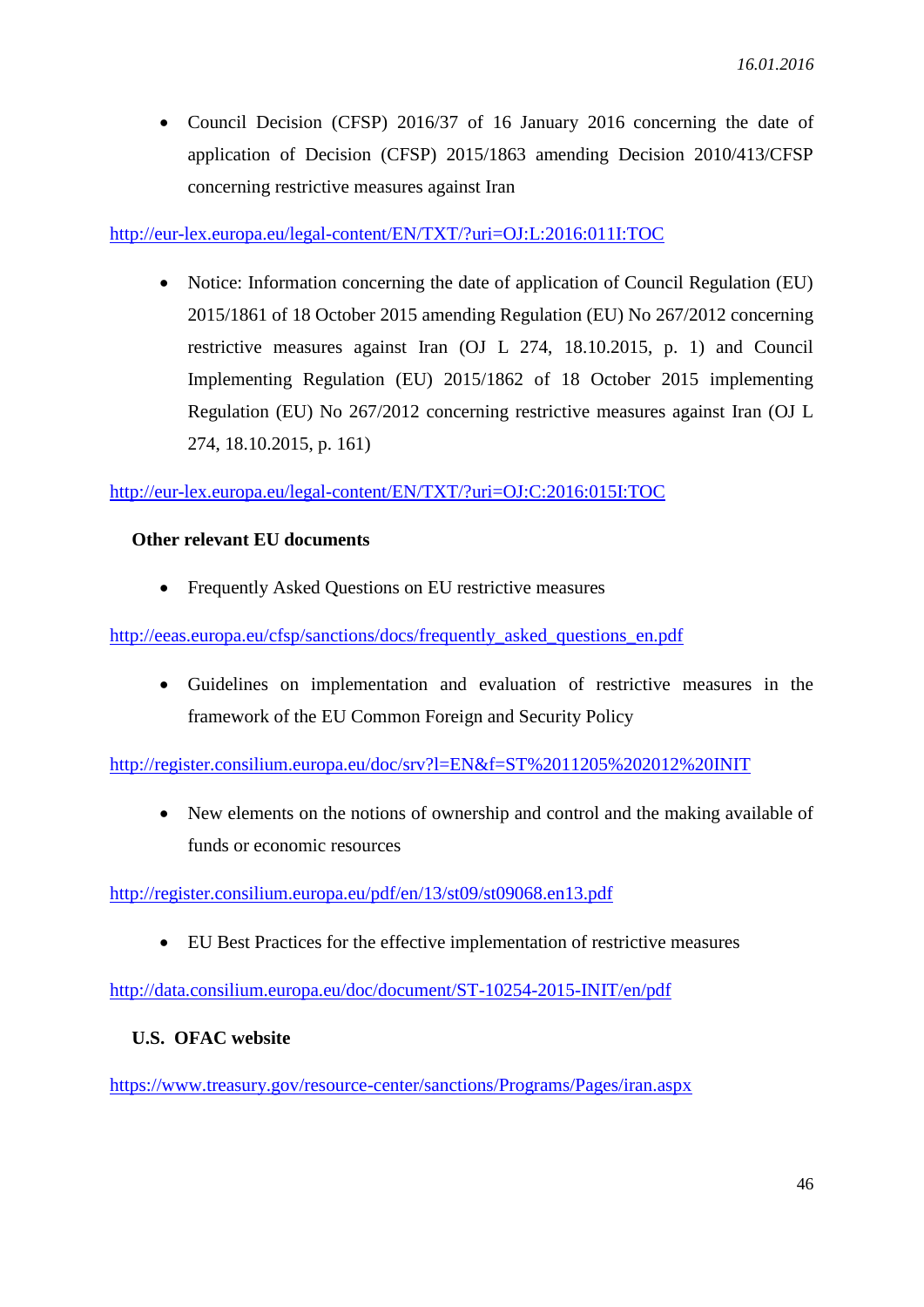- Council Decision (CFSP) 2016/37 of 16 January 2016 concerning the date of application of Decision (CFSP) 2015/1863 amending Decision 2010/413/CFSP concerning restrictive measures against Iran

http://eur-lex.europa.eu/legal-content/EN/TXT/?uri=OJ:L:2016:011I:TOC

- Notice: Information concerning the date of application of Council Regulation (EU) 2015/1861 of 18 October 2015 amending Regulation (EU) No 267/2012 concerning restrictive measures against Iran (OJ L 274, 18.10.2015, p. 1) and Council Implementing Regulation (EU) 2015/1862 of 18 October 2015 implementing Regulation (EU) No 267/2012 concerning restrictive measures against Iran (OJ L 274, 18.10.2015, p. 161)

http://eur-lex.europa.eu/legal-content/EN/TXT/?uri=OJ:C:2016:015I:TOC

**Other relevant EU documents**

- Frequently Asked Questions on EU restrictive measures

http://eeas.europa.eu/cfsp/sanctions/docs/frequently_asked_questions_en.pdf

- Guidelines on implementation and evaluation of restrictive measures in the framework of the EU Common Foreign and Security Policy

http://register.consilium.europa.eu/doc/srv?l=EN&f=ST%2011205%202012%20INIT

- New elements on the notions of ownership and control and the making available of funds or economic resources

http://register.consilium.europa.eu/pdf/en/13/st09/st09068.en13.pdf

- EU Best Practices for the effective implementation of restrictive measures

http://data.consilium.europa.eu/doc/document/ST-10254-2015-INIT/en/pdf

**U.S. OFAC website**

https://www.treasury.gov/resource-center/sanctions/Programs/Pages/iran.aspx